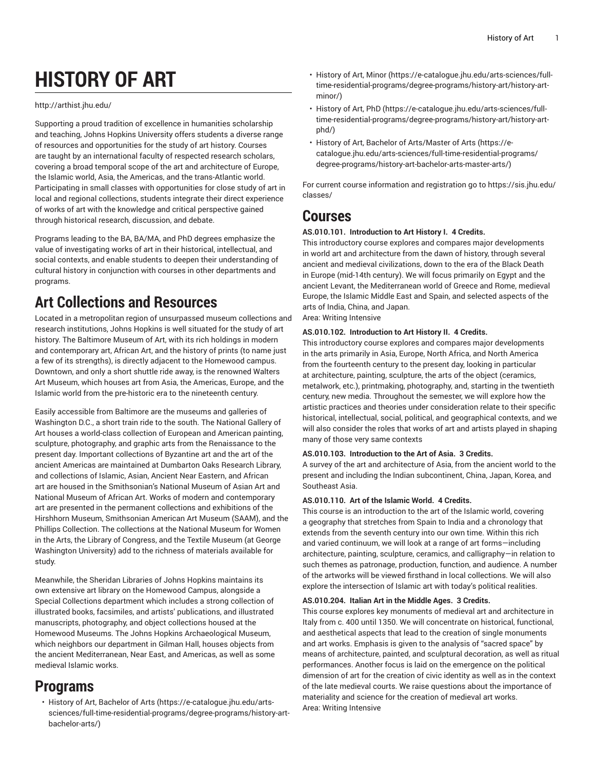# HISTORY OF ART

http://arthist.jhu.edu/

Supporting a proud tradition of excellence in humanities scholarship and teaching, Johns Hopkins University offers students a diverse range of resources and opportunities for the study of art history. Courses are taught by an international faculty of respected research scholars, covering a broad temporal scope of the art and architecture of Europe, the Islamic world, Asia, the Americas, and the trans-Atlantic world. Participating in small classes with opportunities for close study of art in local and regional collections, students integrate their direct experience of works of art with the knowledge and critical perspective gained through historical research, discussion, and debate.

Programs leading to the BA, BA/MA, and PhD degrees emphasize the value of investigating works of art in their historical, intellectual, and social contexts, and enable students to deepen their understanding of cultural history in conjunction with courses in other departments and programs.

## Art Collections and Resources

Located in a metropolitan region of unsurpassed museum collections and research institutions, Johns Hopkins is well situated for the study of art history. The Baltimore Museum of Art, with its rich holdings in modern and contemporary art, African Art, and the history of prints (to name just a few of its strengths), is directly adjacent to the Homewood campus. Downtown, and only a short shuttle ride away, is the renowned Walters Art Museum, which houses art from Asia, the Americas, Europe, and the Islamic world from the pre-historic era to the nineteenth century.

Easily accessible from Baltimore are the museums and galleries of Washington D.C., a short train ride to the south. The National Gallery of Art houses a world-class collection of European and American painting, sculpture, photography, and graphic arts from the Renaissance to the present day. Important collections of Byzantine art and the art of the ancient Americas are maintained at Dumbarton Oaks Research Library, and collections of Islamic, Asian, Ancient Near Eastern, and African art are housed in the Smithsonian's National Museum of Asian Art and National Museum of African Art. Works of modern and contemporary art are presented in the permanent collections and exhibitions of the Hirshhorn Museum, Smithsonian American Art Museum (SAAM), and the Phillips Collection. The collections at the National Museum for Women in the Arts, the Library of Congress, and the Textile Museum (at George Washington University) add to the richness of materials available for study.

Meanwhile, the Sheridan Libraries of Johns Hopkins maintains its own extensive art library on the Homewood Campus, alongside a Special Collections department which includes a strong collection of illustrated books, facsimiles, and artists' publications, and illustrated manuscripts, photography, and object collections housed at the Homewood Museums. The Johns Hopkins Archaeological Museum, which neighbors our department in Gilman Hall, houses objects from the ancient Mediterranean, Near East, and Americas, as well as some medieval Islamic works.

## Programs

- History of Art, Bachelor of Arts (https://e-catalogue.jhu.edu/arts-sciences/full-time-residential-programs/degree-programs/history-art-bachelor-arts/)
- History of Art, Minor (https://e-catalogue.jhu.edu/arts-sciences/full-time-residential-programs/degree-programs/history-art/history-art-minor/)
- History of Art, PhD (https://e-catalogue.jhu.edu/arts-sciences/full-time-residential-programs/degree-programs/history-art/history-art-phd/)
- History of Art, Bachelor of Arts/Master of Arts (https://e-catalogue.jhu.edu/arts-sciences/full-time-residential-programs/degree-programs/history-art-bachelor-arts-master-arts/)

For current course information and registration go to https://sis.jhu.edu/classes/

## Courses

**AS.010.101. Introduction to Art History I. 4 Credits.**
This introductory course explores and compares major developments in world art and architecture from the dawn of history, through several ancient and medieval civilizations, down to the era of the Black Death in Europe (mid-14th century). We will focus primarily on Egypt and the ancient Levant, the Mediterranean world of Greece and Rome, medieval Europe, the Islamic Middle East and Spain, and selected aspects of the arts of India, China, and Japan.
Area: Writing Intensive

**AS.010.102. Introduction to Art History II. 4 Credits.**
This introductory course explores and compares major developments in the arts primarily in Asia, Europe, North Africa, and North America from the fourteenth century to the present day, looking in particular at architecture, painting, sculpture, the arts of the object (ceramics, metalwork, etc.), printmaking, photography, and, starting in the twentieth century, new media. Throughout the semester, we will explore how the artistic practices and theories under consideration relate to their specific historical, intellectual, social, political, and geographical contexts, and we will also consider the roles that works of art and artists played in shaping many of those very same contexts

**AS.010.103. Introduction to the Art of Asia. 3 Credits.**
A survey of the art and architecture of Asia, from the ancient world to the present and including the Indian subcontinent, China, Japan, Korea, and Southeast Asia.

**AS.010.110. Art of the Islamic World. 4 Credits.**
This course is an introduction to the art of the Islamic world, covering a geography that stretches from Spain to India and a chronology that extends from the seventh century into our own time. Within this rich and varied continuum, we will look at a range of art forms—including architecture, painting, sculpture, ceramics, and calligraphy—in relation to such themes as patronage, production, function, and audience. A number of the artworks will be viewed firsthand in local collections. We will also explore the intersection of Islamic art with today's political realities.

**AS.010.204. Italian Art in the Middle Ages. 3 Credits.**
This course explores key monuments of medieval art and architecture in Italy from c. 400 until 1350. We will concentrate on historical, functional, and aesthetical aspects that lead to the creation of single monuments and art works. Emphasis is given to the analysis of "sacred space" by means of architecture, painted, and sculptural decoration, as well as ritual performances. Another focus is laid on the emergence on the political dimension of art for the creation of civic identity as well as in the context of the late medieval courts. We raise questions about the importance of materiality and science for the creation of medieval art works.
Area: Writing Intensive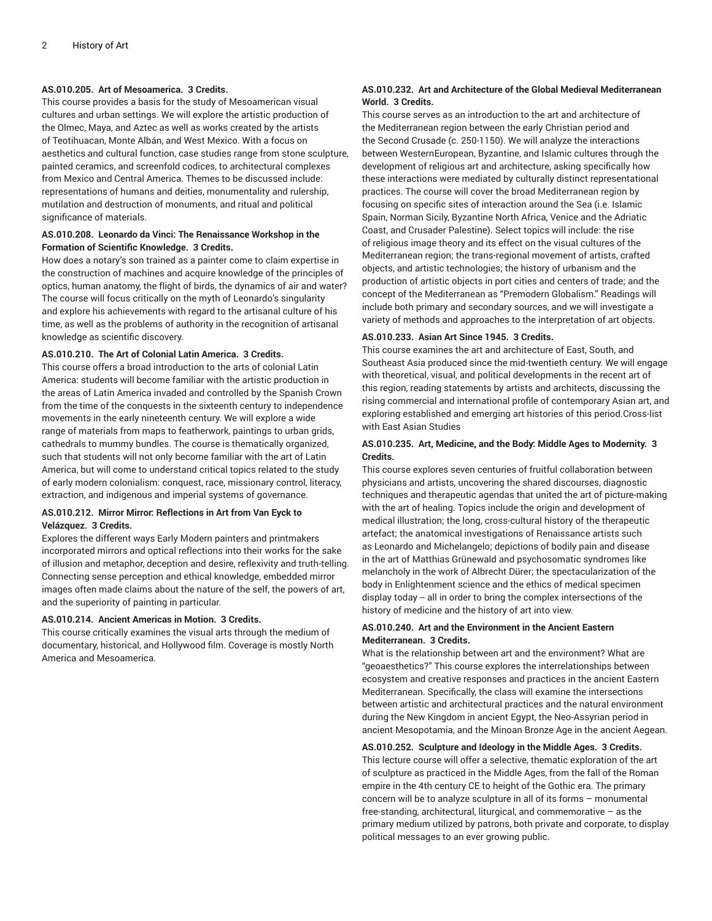**AS.010.205. Art of Mesoamerica. 3 Credits.**

This course provides a basis for the study of Mesoamerican visual cultures and urban settings. We will explore the artistic production of the Olmec, Maya, and Aztec as well as works created by the artists of Teotihuacan, Monte Albán, and West Mexico. With a focus on aesthetics and cultural function, case studies range from stone sculpture, painted ceramics, and screenfold codices, to architectural complexes from Mexico and Central America. Themes to be discussed include: representations of humans and deities, monumentality and rulership, mutilation and destruction of monuments, and ritual and political significance of materials.

**AS.010.208. Leonardo da Vinci: The Renaissance Workshop in the Formation of Scientific Knowledge. 3 Credits.**

How does a notary's son trained as a painter come to claim expertise in the construction of machines and acquire knowledge of the principles of optics, human anatomy, the flight of birds, the dynamics of air and water? The course will focus critically on the myth of Leonardo's singularity and explore his achievements with regard to the artisanal culture of his time, as well as the problems of authority in the recognition of artisanal knowledge as scientific discovery.

**AS.010.210. The Art of Colonial Latin America. 3 Credits.**

This course offers a broad introduction to the arts of colonial Latin America: students will become familiar with the artistic production in the areas of Latin America invaded and controlled by the Spanish Crown from the time of the conquests in the sixteenth century to independence movements in the early nineteenth century. We will explore a wide range of materials from maps to featherwork, paintings to urban grids, cathedrals to mummy bundles. The course is thematically organized, such that students will not only become familiar with the art of Latin America, but will come to understand critical topics related to the study of early modern colonialism: conquest, race, missionary control, literacy, extraction, and indigenous and imperial systems of governance.

**AS.010.212. Mirror Mirror: Reflections in Art from Van Eyck to Velázquez. 3 Credits.**

Explores the different ways Early Modern painters and printmakers incorporated mirrors and optical reflections into their works for the sake of illusion and metaphor, deception and desire, reflexivity and truth-telling. Connecting sense perception and ethical knowledge, embedded mirror images often made claims about the nature of the self, the powers of art, and the superiority of painting in particular.

**AS.010.214. Ancient Americas in Motion. 3 Credits.**

This course critically examines the visual arts through the medium of documentary, historical, and Hollywood film. Coverage is mostly North America and Mesoamerica.

**AS.010.232. Art and Architecture of the Global Medieval Mediterranean World. 3 Credits.**

This course serves as an introduction to the art and architecture of the Mediterranean region between the early Christian period and the Second Crusade (c. 250-1150). We will analyze the interactions between WesternEuropean, Byzantine, and Islamic cultures through the development of religious art and architecture, asking specifically how these interactions were mediated by culturally distinct representational practices. The course will cover the broad Mediterranean region by focusing on specific sites of interaction around the Sea (i.e. Islamic Spain, Norman Sicily, Byzantine North Africa, Venice and the Adriatic Coast, and Crusader Palestine). Select topics will include: the rise of religious image theory and its effect on the visual cultures of the Mediterranean region; the trans-regional movement of artists, crafted objects, and artistic technologies; the history of urbanism and the production of artistic objects in port cities and centers of trade; and the concept of the Mediterranean as "Premodern Globalism." Readings will include both primary and secondary sources, and we will investigate a variety of methods and approaches to the interpretation of art objects.

**AS.010.233. Asian Art Since 1945. 3 Credits.**

This course examines the art and architecture of East, South, and Southeast Asia produced since the mid-twentieth century. We will engage with theoretical, visual, and political developments in the recent art of this region, reading statements by artists and architects, discussing the rising commercial and international profile of contemporary Asian art, and exploring established and emerging art histories of this period.Cross-list with East Asian Studies

**AS.010.235. Art, Medicine, and the Body: Middle Ages to Modernity. 3 Credits.**

This course explores seven centuries of fruitful collaboration between physicians and artists, uncovering the shared discourses, diagnostic techniques and therapeutic agendas that united the art of picture-making with the art of healing. Topics include the origin and development of medical illustration; the long, cross-cultural history of the therapeutic artefact; the anatomical investigations of Renaissance artists such as Leonardo and Michelangelo; depictions of bodily pain and disease in the art of Matthias Grünewald and psychosomatic syndromes like melancholy in the work of Albrecht Dürer; the spectacularization of the body in Enlightenment science and the ethics of medical specimen display today -- all in order to bring the complex intersections of the history of medicine and the history of art into view.

**AS.010.240. Art and the Environment in the Ancient Eastern Mediterranean. 3 Credits.**

What is the relationship between art and the environment? What are "geoaesthetics?" This course explores the interrelationships between ecosystem and creative responses and practices in the ancient Eastern Mediterranean. Specifically, the class will examine the intersections between artistic and architectural practices and the natural environment during the New Kingdom in ancient Egypt, the Neo-Assyrian period in ancient Mesopotamia, and the Minoan Bronze Age in the ancient Aegean.

**AS.010.252. Sculpture and Ideology in the Middle Ages. 3 Credits.**

This lecture course will offer a selective, thematic exploration of the art of sculpture as practiced in the Middle Ages, from the fall of the Roman empire in the 4th century CE to height of the Gothic era. The primary concern will be to analyze sculpture in all of its forms – monumental free-standing, architectural, liturgical, and commemorative – as the primary medium utilized by patrons, both private and corporate, to display political messages to an ever growing public.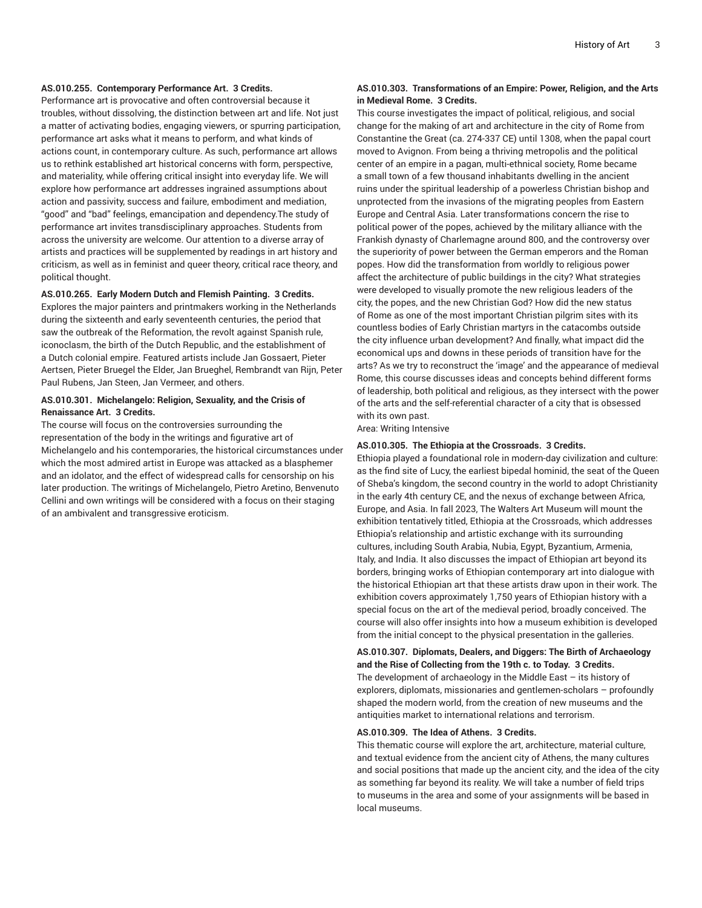**AS.010.255. Contemporary Performance Art. 3 Credits.**
Performance art is provocative and often controversial because it troubles, without dissolving, the distinction between art and life. Not just a matter of activating bodies, engaging viewers, or spurring participation, performance art asks what it means to perform, and what kinds of actions count, in contemporary culture. As such, performance art allows us to rethink established art historical concerns with form, perspective, and materiality, while offering critical insight into everyday life. We will explore how performance art addresses ingrained assumptions about action and passivity, success and failure, embodiment and mediation, "good" and "bad" feelings, emancipation and dependency.The study of performance art invites transdisciplinary approaches. Students from across the university are welcome. Our attention to a diverse array of artists and practices will be supplemented by readings in art history and criticism, as well as in feminist and queer theory, critical race theory, and political thought.

**AS.010.265. Early Modern Dutch and Flemish Painting. 3 Credits.**
Explores the major painters and printmakers working in the Netherlands during the sixteenth and early seventeenth centuries, the period that saw the outbreak of the Reformation, the revolt against Spanish rule, iconoclasm, the birth of the Dutch Republic, and the establishment of a Dutch colonial empire. Featured artists include Jan Gossaert, Pieter Aertsen, Pieter Bruegel the Elder, Jan Brueghel, Rembrandt van Rijn, Peter Paul Rubens, Jan Steen, Jan Vermeer, and others.

**AS.010.301. Michelangelo: Religion, Sexuality, and the Crisis of Renaissance Art. 3 Credits.**
The course will focus on the controversies surrounding the representation of the body in the writings and figurative art of Michelangelo and his contemporaries, the historical circumstances under which the most admired artist in Europe was attacked as a blasphemer and an idolator, and the effect of widespread calls for censorship on his later production. The writings of Michelangelo, Pietro Aretino, Benvenuto Cellini and own writings will be considered with a focus on their staging of an ambivalent and transgressive eroticism.

**AS.010.303. Transformations of an Empire: Power, Religion, and the Arts in Medieval Rome. 3 Credits.**
This course investigates the impact of political, religious, and social change for the making of art and architecture in the city of Rome from Constantine the Great (ca. 274-337 CE) until 1308, when the papal court moved to Avignon. From being a thriving metropolis and the political center of an empire in a pagan, multi-ethnical society, Rome became a small town of a few thousand inhabitants dwelling in the ancient ruins under the spiritual leadership of a powerless Christian bishop and unprotected from the invasions of the migrating peoples from Eastern Europe and Central Asia. Later transformations concern the rise to political power of the popes, achieved by the military alliance with the Frankish dynasty of Charlemagne around 800, and the controversy over the superiority of power between the German emperors and the Roman popes. How did the transformation from worldly to religious power affect the architecture of public buildings in the city? What strategies were developed to visually promote the new religious leaders of the city, the popes, and the new Christian God? How did the new status of Rome as one of the most important Christian pilgrim sites with its countless bodies of Early Christian martyrs in the catacombs outside the city influence urban development? And finally, what impact did the economical ups and downs in these periods of transition have for the arts? As we try to reconstruct the 'image' and the appearance of medieval Rome, this course discusses ideas and concepts behind different forms of leadership, both political and religious, as they intersect with the power of the arts and the self-referential character of a city that is obsessed with its own past.
Area: Writing Intensive

**AS.010.305. The Ethiopia at the Crossroads. 3 Credits.**
Ethiopia played a foundational role in modern-day civilization and culture: as the find site of Lucy, the earliest bipedal hominid, the seat of the Queen of Sheba's kingdom, the second country in the world to adopt Christianity in the early 4th century CE, and the nexus of exchange between Africa, Europe, and Asia. In fall 2023, The Walters Art Museum will mount the exhibition tentatively titled, Ethiopia at the Crossroads, which addresses Ethiopia's relationship and artistic exchange with its surrounding cultures, including South Arabia, Nubia, Egypt, Byzantium, Armenia, Italy, and India. It also discusses the impact of Ethiopian art beyond its borders, bringing works of Ethiopian contemporary art into dialogue with the historical Ethiopian art that these artists draw upon in their work. The exhibition covers approximately 1,750 years of Ethiopian history with a special focus on the art of the medieval period, broadly conceived. The course will also offer insights into how a museum exhibition is developed from the initial concept to the physical presentation in the galleries.

**AS.010.307. Diplomats, Dealers, and Diggers: The Birth of Archaeology and the Rise of Collecting from the 19th c. to Today. 3 Credits.**
The development of archaeology in the Middle East – its history of explorers, diplomats, missionaries and gentlemen-scholars – profoundly shaped the modern world, from the creation of new museums and the antiquities market to international relations and terrorism.

**AS.010.309. The Idea of Athens. 3 Credits.**
This thematic course will explore the art, architecture, material culture, and textual evidence from the ancient city of Athens, the many cultures and social positions that made up the ancient city, and the idea of the city as something far beyond its reality. We will take a number of field trips to museums in the area and some of your assignments will be based in local museums.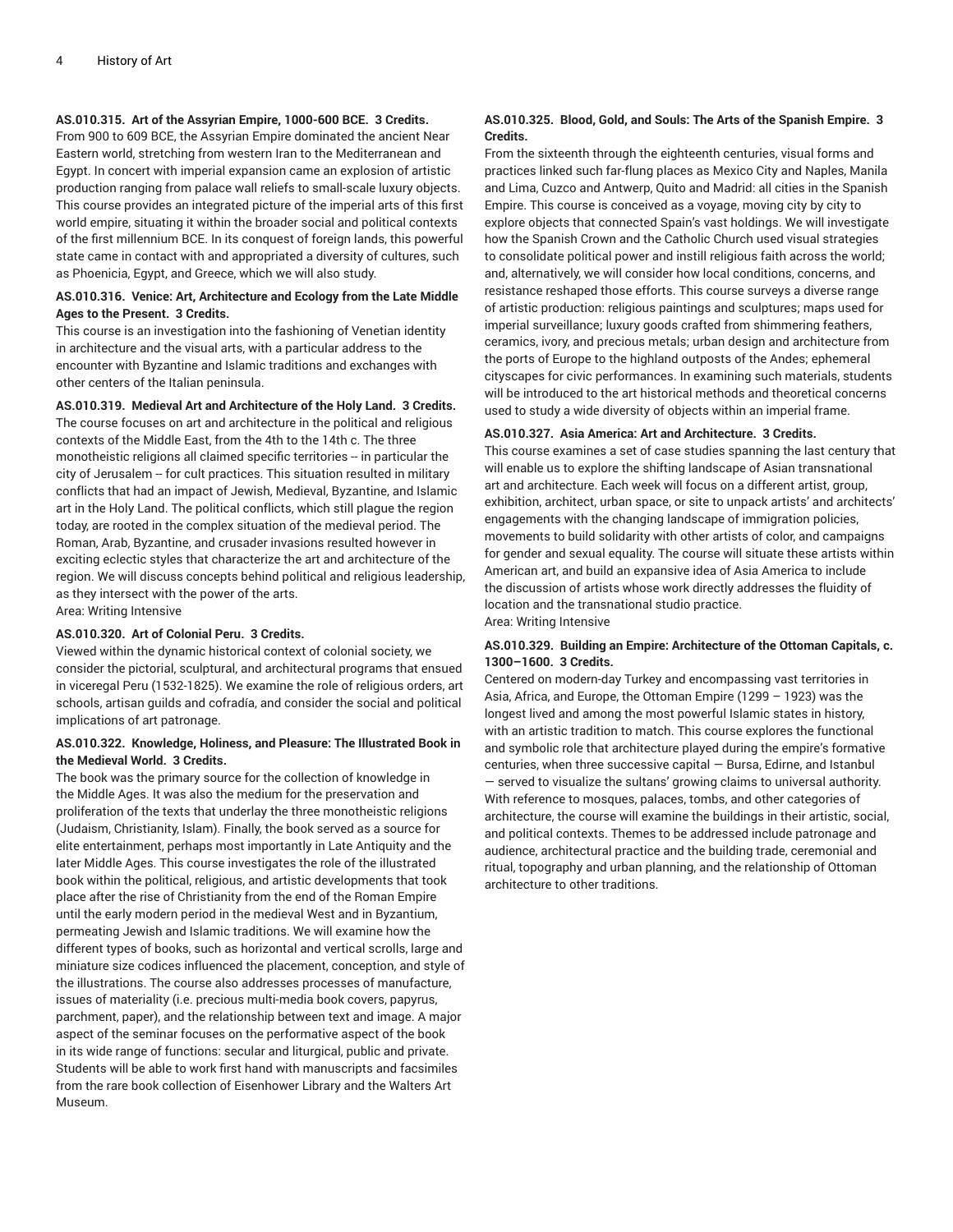**AS.010.315. Art of the Assyrian Empire, 1000-600 BCE. 3 Credits.**
From 900 to 609 BCE, the Assyrian Empire dominated the ancient Near Eastern world, stretching from western Iran to the Mediterranean and Egypt. In concert with imperial expansion came an explosion of artistic production ranging from palace wall reliefs to small-scale luxury objects. This course provides an integrated picture of the imperial arts of this first world empire, situating it within the broader social and political contexts of the first millennium BCE. In its conquest of foreign lands, this powerful state came in contact with and appropriated a diversity of cultures, such as Phoenicia, Egypt, and Greece, which we will also study.

**AS.010.316. Venice: Art, Architecture and Ecology from the Late Middle Ages to the Present. 3 Credits.**
This course is an investigation into the fashioning of Venetian identity in architecture and the visual arts, with a particular address to the encounter with Byzantine and Islamic traditions and exchanges with other centers of the Italian peninsula.

**AS.010.319. Medieval Art and Architecture of the Holy Land. 3 Credits.**
The course focuses on art and architecture in the political and religious contexts of the Middle East, from the 4th to the 14th c. The three monotheistic religions all claimed specific territories -- in particular the city of Jerusalem -- for cult practices. This situation resulted in military conflicts that had an impact of Jewish, Medieval, Byzantine, and Islamic art in the Holy Land. The political conflicts, which still plague the region today, are rooted in the complex situation of the medieval period. The Roman, Arab, Byzantine, and crusader invasions resulted however in exciting eclectic styles that characterize the art and architecture of the region. We will discuss concepts behind political and religious leadership, as they intersect with the power of the arts.
Area: Writing Intensive

**AS.010.320. Art of Colonial Peru. 3 Credits.**
Viewed within the dynamic historical context of colonial society, we consider the pictorial, sculptural, and architectural programs that ensued in viceregal Peru (1532-1825). We examine the role of religious orders, art schools, artisan guilds and cofradía, and consider the social and political implications of art patronage.

**AS.010.322. Knowledge, Holiness, and Pleasure: The Illustrated Book in the Medieval World. 3 Credits.**
The book was the primary source for the collection of knowledge in the Middle Ages. It was also the medium for the preservation and proliferation of the texts that underlay the three monotheistic religions (Judaism, Christianity, Islam). Finally, the book served as a source for elite entertainment, perhaps most importantly in Late Antiquity and the later Middle Ages. This course investigates the role of the illustrated book within the political, religious, and artistic developments that took place after the rise of Christianity from the end of the Roman Empire until the early modern period in the medieval West and in Byzantium, permeating Jewish and Islamic traditions. We will examine how the different types of books, such as horizontal and vertical scrolls, large and miniature size codices influenced the placement, conception, and style of the illustrations. The course also addresses processes of manufacture, issues of materiality (i.e. precious multi-media book covers, papyrus, parchment, paper), and the relationship between text and image. A major aspect of the seminar focuses on the performative aspect of the book in its wide range of functions: secular and liturgical, public and private. Students will be able to work first hand with manuscripts and facsimiles from the rare book collection of Eisenhower Library and the Walters Art Museum.

**AS.010.325. Blood, Gold, and Souls: The Arts of the Spanish Empire. 3 Credits.**
From the sixteenth through the eighteenth centuries, visual forms and practices linked such far-flung places as Mexico City and Naples, Manila and Lima, Cuzco and Antwerp, Quito and Madrid: all cities in the Spanish Empire. This course is conceived as a voyage, moving city by city to explore objects that connected Spain's vast holdings. We will investigate how the Spanish Crown and the Catholic Church used visual strategies to consolidate political power and instill religious faith across the world; and, alternatively, we will consider how local conditions, concerns, and resistance reshaped those efforts. This course surveys a diverse range of artistic production: religious paintings and sculptures; maps used for imperial surveillance; luxury goods crafted from shimmering feathers, ceramics, ivory, and precious metals; urban design and architecture from the ports of Europe to the highland outposts of the Andes; ephemeral cityscapes for civic performances. In examining such materials, students will be introduced to the art historical methods and theoretical concerns used to study a wide diversity of objects within an imperial frame.

**AS.010.327. Asia America: Art and Architecture. 3 Credits.**
This course examines a set of case studies spanning the last century that will enable us to explore the shifting landscape of Asian transnational art and architecture. Each week will focus on a different artist, group, exhibition, architect, urban space, or site to unpack artists' and architects' engagements with the changing landscape of immigration policies, movements to build solidarity with other artists of color, and campaigns for gender and sexual equality. The course will situate these artists within American art, and build an expansive idea of Asia America to include the discussion of artists whose work directly addresses the fluidity of location and the transnational studio practice.
Area: Writing Intensive

**AS.010.329. Building an Empire: Architecture of the Ottoman Capitals, c. 1300–1600. 3 Credits.**
Centered on modern-day Turkey and encompassing vast territories in Asia, Africa, and Europe, the Ottoman Empire (1299 – 1923) was the longest lived and among the most powerful Islamic states in history, with an artistic tradition to match. This course explores the functional and symbolic role that architecture played during the empire's formative centuries, when three successive capital — Bursa, Edirne, and Istanbul — served to visualize the sultans' growing claims to universal authority. With reference to mosques, palaces, tombs, and other categories of architecture, the course will examine the buildings in their artistic, social, and political contexts. Themes to be addressed include patronage and audience, architectural practice and the building trade, ceremonial and ritual, topography and urban planning, and the relationship of Ottoman architecture to other traditions.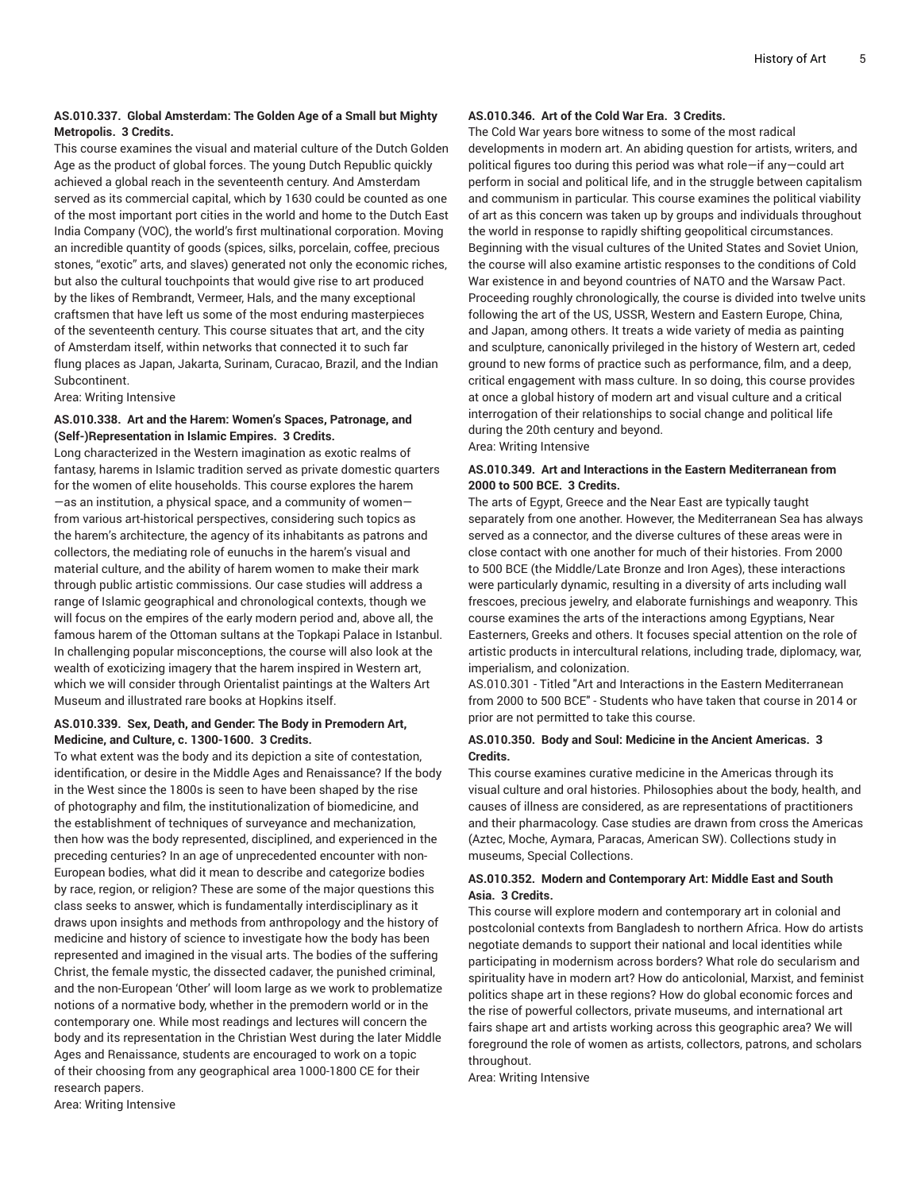**AS.010.337. Global Amsterdam: The Golden Age of a Small but Mighty Metropolis. 3 Credits.**

This course examines the visual and material culture of the Dutch Golden Age as the product of global forces. The young Dutch Republic quickly achieved a global reach in the seventeenth century. And Amsterdam served as its commercial capital, which by 1630 could be counted as one of the most important port cities in the world and home to the Dutch East India Company (VOC), the world's first multinational corporation. Moving an incredible quantity of goods (spices, silks, porcelain, coffee, precious stones, "exotic" arts, and slaves) generated not only the economic riches, but also the cultural touchpoints that would give rise to art produced by the likes of Rembrandt, Vermeer, Hals, and the many exceptional craftsmen that have left us some of the most enduring masterpieces of the seventeenth century. This course situates that art, and the city of Amsterdam itself, within networks that connected it to such far flung places as Japan, Jakarta, Surinam, Curacao, Brazil, and the Indian Subcontinent.

Area: Writing Intensive

**AS.010.338. Art and the Harem: Women's Spaces, Patronage, and (Self-)Representation in Islamic Empires. 3 Credits.**

Long characterized in the Western imagination as exotic realms of fantasy, harems in Islamic tradition served as private domestic quarters for the women of elite households. This course explores the harem—as an institution, a physical space, and a community of women—from various art-historical perspectives, considering such topics as the harem's architecture, the agency of its inhabitants as patrons and collectors, the mediating role of eunuchs in the harem's visual and material culture, and the ability of harem women to make their mark through public artistic commissions. Our case studies will address a range of Islamic geographical and chronological contexts, though we will focus on the empires of the early modern period and, above all, the famous harem of the Ottoman sultans at the Topkapi Palace in Istanbul. In challenging popular misconceptions, the course will also look at the wealth of exoticizing imagery that the harem inspired in Western art, which we will consider through Orientalist paintings at the Walters Art Museum and illustrated rare books at Hopkins itself.

**AS.010.339. Sex, Death, and Gender: The Body in Premodern Art, Medicine, and Culture, c. 1300-1600. 3 Credits.**

To what extent was the body and its depiction a site of contestation, identification, or desire in the Middle Ages and Renaissance? If the body in the West since the 1800s is seen to have been shaped by the rise of photography and film, the institutionalization of biomedicine, and the establishment of techniques of surveyance and mechanization, then how was the body represented, disciplined, and experienced in the preceding centuries? In an age of unprecedented encounter with non-European bodies, what did it mean to describe and categorize bodies by race, region, or religion? These are some of the major questions this class seeks to answer, which is fundamentally interdisciplinary as it draws upon insights and methods from anthropology and the history of medicine and history of science to investigate how the body has been represented and imagined in the visual arts. The bodies of the suffering Christ, the female mystic, the dissected cadaver, the punished criminal, and the non-European 'Other' will loom large as we work to problematize notions of a normative body, whether in the premodern world or in the contemporary one. While most readings and lectures will concern the body and its representation in the Christian West during the later Middle Ages and Renaissance, students are encouraged to work on a topic of their choosing from any geographical area 1000-1800 CE for their research papers.

Area: Writing Intensive

**AS.010.346. Art of the Cold War Era. 3 Credits.**

The Cold War years bore witness to some of the most radical developments in modern art. An abiding question for artists, writers, and political figures too during this period was what role—if any—could art perform in social and political life, and in the struggle between capitalism and communism in particular. This course examines the political viability of art as this concern was taken up by groups and individuals throughout the world in response to rapidly shifting geopolitical circumstances. Beginning with the visual cultures of the United States and Soviet Union, the course will also examine artistic responses to the conditions of Cold War existence in and beyond countries of NATO and the Warsaw Pact. Proceeding roughly chronologically, the course is divided into twelve units following the art of the US, USSR, Western and Eastern Europe, China, and Japan, among others. It treats a wide variety of media as painting and sculpture, canonically privileged in the history of Western art, ceded ground to new forms of practice such as performance, film, and a deep, critical engagement with mass culture. In so doing, this course provides at once a global history of modern art and visual culture and a critical interrogation of their relationships to social change and political life during the 20th century and beyond.

Area: Writing Intensive

**AS.010.349. Art and Interactions in the Eastern Mediterranean from 2000 to 500 BCE. 3 Credits.**

The arts of Egypt, Greece and the Near East are typically taught separately from one another. However, the Mediterranean Sea has always served as a connector, and the diverse cultures of these areas were in close contact with one another for much of their histories. From 2000 to 500 BCE (the Middle/Late Bronze and Iron Ages), these interactions were particularly dynamic, resulting in a diversity of arts including wall frescoes, precious jewelry, and elaborate furnishings and weaponry. This course examines the arts of the interactions among Egyptians, Near Easterners, Greeks and others. It focuses special attention on the role of artistic products in intercultural relations, including trade, diplomacy, war, imperialism, and colonization.

AS.010.301 - Titled "Art and Interactions in the Eastern Mediterranean from 2000 to 500 BCE" - Students who have taken that course in 2014 or prior are not permitted to take this course.

**AS.010.350. Body and Soul: Medicine in the Ancient Americas. 3 Credits.**

This course examines curative medicine in the Americas through its visual culture and oral histories. Philosophies about the body, health, and causes of illness are considered, as are representations of practitioners and their pharmacology. Case studies are drawn from cross the Americas (Aztec, Moche, Aymara, Paracas, American SW). Collections study in museums, Special Collections.

**AS.010.352. Modern and Contemporary Art: Middle East and South Asia. 3 Credits.**

This course will explore modern and contemporary art in colonial and postcolonial contexts from Bangladesh to northern Africa. How do artists negotiate demands to support their national and local identities while participating in modernism across borders? What role do secularism and spirituality have in modern art? How do anticolonial, Marxist, and feminist politics shape art in these regions? How do global economic forces and the rise of powerful collectors, private museums, and international art fairs shape art and artists working across this geographic area? We will foreground the role of women as artists, collectors, patrons, and scholars throughout.

Area: Writing Intensive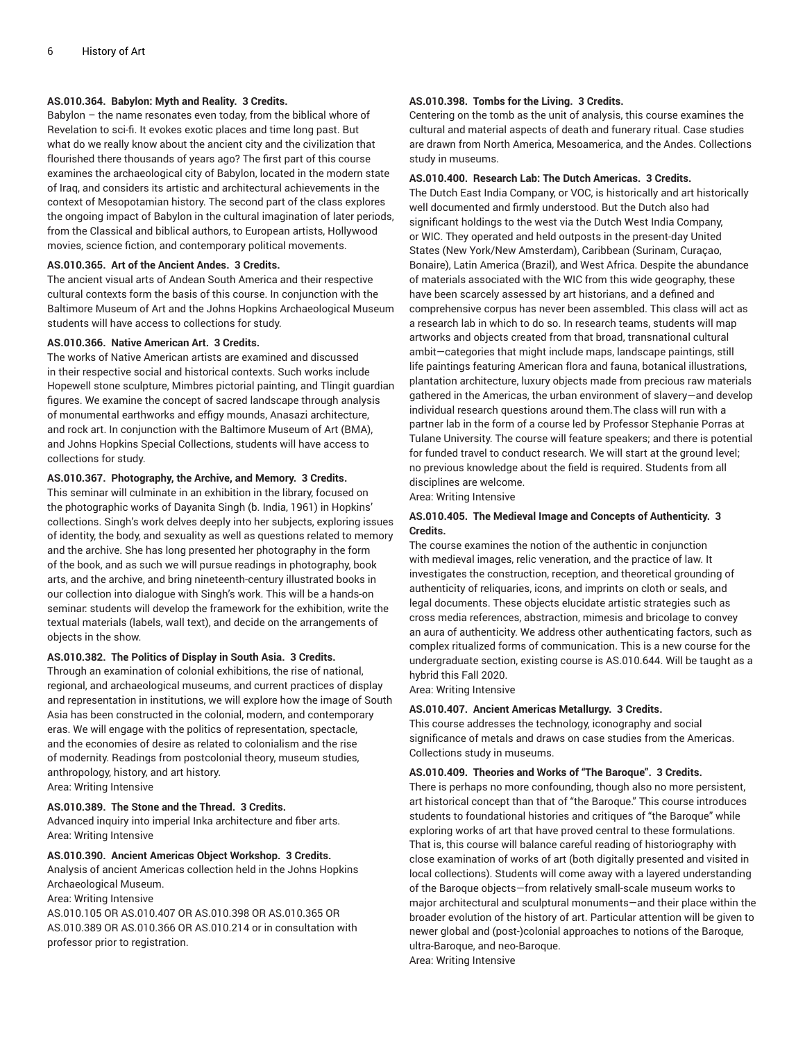**AS.010.364. Babylon: Myth and Reality. 3 Credits.**

Babylon – the name resonates even today, from the biblical whore of Revelation to sci-fi. It evokes exotic places and time long past. But what do we really know about the ancient city and the civilization that flourished there thousands of years ago? The first part of this course examines the archaeological city of Babylon, located in the modern state of Iraq, and considers its artistic and architectural achievements in the context of Mesopotamian history. The second part of the class explores the ongoing impact of Babylon in the cultural imagination of later periods, from the Classical and biblical authors, to European artists, Hollywood movies, science fiction, and contemporary political movements.

**AS.010.365. Art of the Ancient Andes. 3 Credits.**

The ancient visual arts of Andean South America and their respective cultural contexts form the basis of this course. In conjunction with the Baltimore Museum of Art and the Johns Hopkins Archaeological Museum students will have access to collections for study.

**AS.010.366. Native American Art. 3 Credits.**

The works of Native American artists are examined and discussed in their respective social and historical contexts. Such works include Hopewell stone sculpture, Mimbres pictorial painting, and Tlingit guardian figures. We examine the concept of sacred landscape through analysis of monumental earthworks and effigy mounds, Anasazi architecture, and rock art. In conjunction with the Baltimore Museum of Art (BMA), and Johns Hopkins Special Collections, students will have access to collections for study.

**AS.010.367. Photography, the Archive, and Memory. 3 Credits.**

This seminar will culminate in an exhibition in the library, focused on the photographic works of Dayanita Singh (b. India, 1961) in Hopkins' collections. Singh's work delves deeply into her subjects, exploring issues of identity, the body, and sexuality as well as questions related to memory and the archive. She has long presented her photography in the form of the book, and as such we will pursue readings in photography, book arts, and the archive, and bring nineteenth-century illustrated books in our collection into dialogue with Singh's work. This will be a hands-on seminar: students will develop the framework for the exhibition, write the textual materials (labels, wall text), and decide on the arrangements of objects in the show.

**AS.010.382. The Politics of Display in South Asia. 3 Credits.**

Through an examination of colonial exhibitions, the rise of national, regional, and archaeological museums, and current practices of display and representation in institutions, we will explore how the image of South Asia has been constructed in the colonial, modern, and contemporary eras. We will engage with the politics of representation, spectacle, and the economies of desire as related to colonialism and the rise of modernity. Readings from postcolonial theory, museum studies, anthropology, history, and art history.
Area: Writing Intensive

**AS.010.389. The Stone and the Thread. 3 Credits.**

Advanced inquiry into imperial Inka architecture and fiber arts.
Area: Writing Intensive

**AS.010.390. Ancient Americas Object Workshop. 3 Credits.**

Analysis of ancient Americas collection held in the Johns Hopkins Archaeological Museum.
Area: Writing Intensive
AS.010.105 OR AS.010.407 OR AS.010.398 OR AS.010.365 OR AS.010.389 OR AS.010.366 OR AS.010.214 or in consultation with professor prior to registration.

**AS.010.398. Tombs for the Living. 3 Credits.**

Centering on the tomb as the unit of analysis, this course examines the cultural and material aspects of death and funerary ritual. Case studies are drawn from North America, Mesoamerica, and the Andes. Collections study in museums.

**AS.010.400. Research Lab: The Dutch Americas. 3 Credits.**

The Dutch East India Company, or VOC, is historically and art historically well documented and firmly understood. But the Dutch also had significant holdings to the west via the Dutch West India Company, or WIC. They operated and held outposts in the present-day United States (New York/New Amsterdam), Caribbean (Surinam, Curaçao, Bonaire), Latin America (Brazil), and West Africa. Despite the abundance of materials associated with the WIC from this wide geography, these have been scarcely assessed by art historians, and a defined and comprehensive corpus has never been assembled. This class will act as a research lab in which to do so. In research teams, students will map artworks and objects created from that broad, transnational cultural ambit—categories that might include maps, landscape paintings, still life paintings featuring American flora and fauna, botanical illustrations, plantation architecture, luxury objects made from precious raw materials gathered in the Americas, the urban environment of slavery—and develop individual research questions around them.The class will run with a partner lab in the form of a course led by Professor Stephanie Porras at Tulane University. The course will feature speakers; and there is potential for funded travel to conduct research. We will start at the ground level; no previous knowledge about the field is required. Students from all disciplines are welcome.
Area: Writing Intensive

**AS.010.405. The Medieval Image and Concepts of Authenticity. 3 Credits.**

The course examines the notion of the authentic in conjunction with medieval images, relic veneration, and the practice of law. It investigates the construction, reception, and theoretical grounding of authenticity of reliquaries, icons, and imprints on cloth or seals, and legal documents. These objects elucidate artistic strategies such as cross media references, abstraction, mimesis and bricolage to convey an aura of authenticity. We address other authenticating factors, such as complex ritualized forms of communication. This is a new course for the undergraduate section, existing course is AS.010.644. Will be taught as a hybrid this Fall 2020.
Area: Writing Intensive

**AS.010.407. Ancient Americas Metallurgy. 3 Credits.**

This course addresses the technology, iconography and social significance of metals and draws on case studies from the Americas. Collections study in museums.

**AS.010.409. Theories and Works of "The Baroque". 3 Credits.**

There is perhaps no more confounding, though also no more persistent, art historical concept than that of "the Baroque." This course introduces students to foundational histories and critiques of "the Baroque" while exploring works of art that have proved central to these formulations. That is, this course will balance careful reading of historiography with close examination of works of art (both digitally presented and visited in local collections). Students will come away with a layered understanding of the Baroque objects—from relatively small-scale museum works to major architectural and sculptural monuments—and their place within the broader evolution of the history of art. Particular attention will be given to newer global and (post-)colonial approaches to notions of the Baroque, ultra-Baroque, and neo-Baroque.
Area: Writing Intensive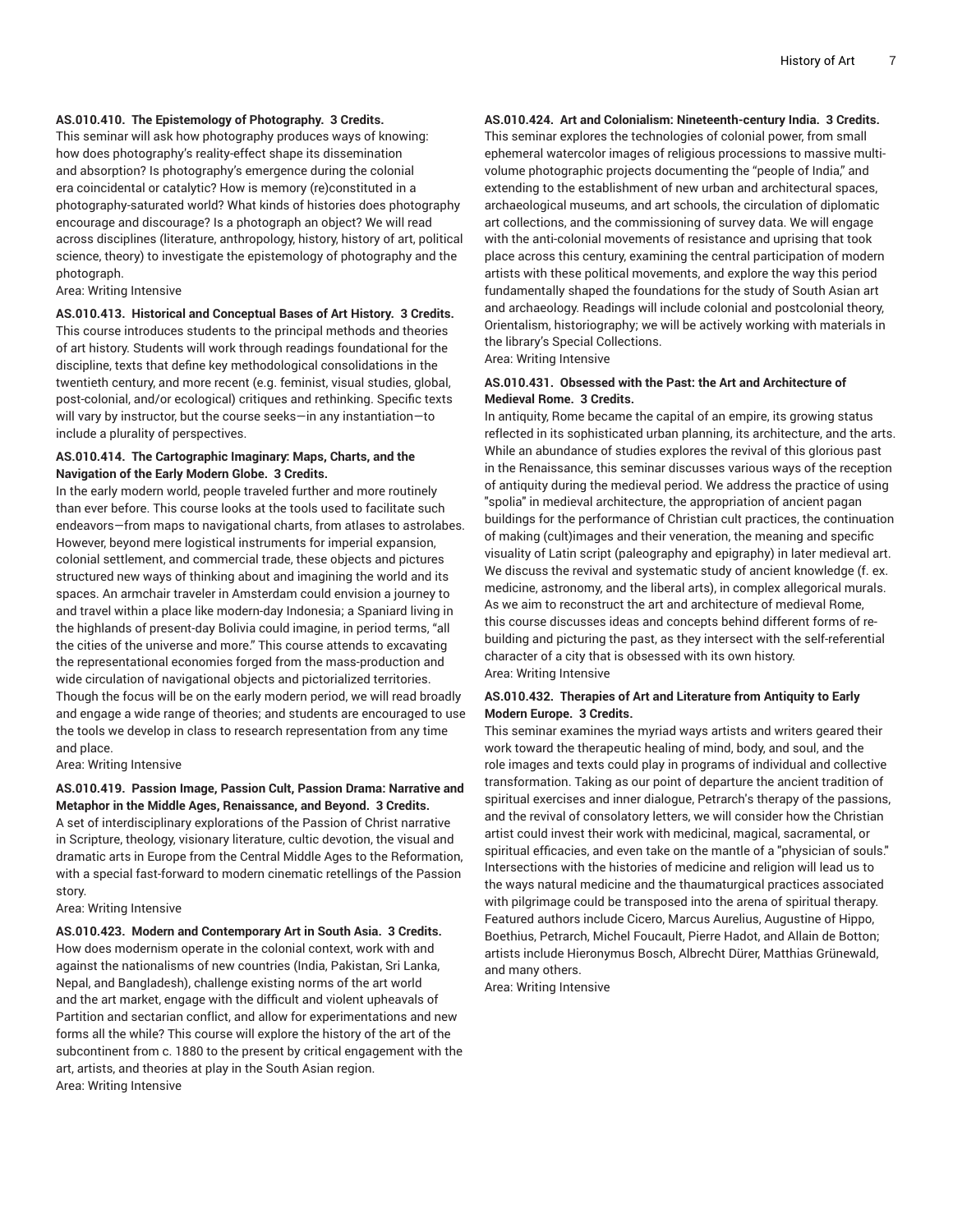**AS.010.410. The Epistemology of Photography. 3 Credits.**

This seminar will ask how photography produces ways of knowing: how does photography's reality-effect shape its dissemination and absorption? Is photography's emergence during the colonial era coincidental or catalytic? How is memory (re)constituted in a photography-saturated world? What kinds of histories does photography encourage and discourage? Is a photograph an object? We will read across disciplines (literature, anthropology, history, history of art, political science, theory) to investigate the epistemology of photography and the photograph.

Area: Writing Intensive

**AS.010.413. Historical and Conceptual Bases of Art History. 3 Credits.**

This course introduces students to the principal methods and theories of art history. Students will work through readings foundational for the discipline, texts that define key methodological consolidations in the twentieth century, and more recent (e.g. feminist, visual studies, global, post-colonial, and/or ecological) critiques and rethinking. Specific texts will vary by instructor, but the course seeks—in any instantiation—to include a plurality of perspectives.

**AS.010.414. The Cartographic Imaginary: Maps, Charts, and the Navigation of the Early Modern Globe. 3 Credits.**

In the early modern world, people traveled further and more routinely than ever before. This course looks at the tools used to facilitate such endeavors—from maps to navigational charts, from atlases to astrolabes. However, beyond mere logistical instruments for imperial expansion, colonial settlement, and commercial trade, these objects and pictures structured new ways of thinking about and imagining the world and its spaces. An armchair traveler in Amsterdam could envision a journey to and travel within a place like modern-day Indonesia; a Spaniard living in the highlands of present-day Bolivia could imagine, in period terms, "all the cities of the universe and more." This course attends to excavating the representational economies forged from the mass-production and wide circulation of navigational objects and pictorialized territories. Though the focus will be on the early modern period, we will read broadly and engage a wide range of theories; and students are encouraged to use the tools we develop in class to research representation from any time and place.

Area: Writing Intensive

**AS.010.419. Passion Image, Passion Cult, Passion Drama: Narrative and Metaphor in the Middle Ages, Renaissance, and Beyond. 3 Credits.**

A set of interdisciplinary explorations of the Passion of Christ narrative in Scripture, theology, visionary literature, cultic devotion, the visual and dramatic arts in Europe from the Central Middle Ages to the Reformation, with a special fast-forward to modern cinematic retellings of the Passion story.

Area: Writing Intensive

**AS.010.423. Modern and Contemporary Art in South Asia. 3 Credits.**

How does modernism operate in the colonial context, work with and against the nationalisms of new countries (India, Pakistan, Sri Lanka, Nepal, and Bangladesh), challenge existing norms of the art world and the art market, engage with the difficult and violent upheavals of Partition and sectarian conflict, and allow for experimentations and new forms all the while? This course will explore the history of the art of the subcontinent from c. 1880 to the present by critical engagement with the art, artists, and theories at play in the South Asian region.

Area: Writing Intensive

**AS.010.424. Art and Colonialism: Nineteenth-century India. 3 Credits.**

This seminar explores the technologies of colonial power, from small ephemeral watercolor images of religious processions to massive multi-volume photographic projects documenting the "people of India," and extending to the establishment of new urban and architectural spaces, archaeological museums, and art schools, the circulation of diplomatic art collections, and the commissioning of survey data. We will engage with the anti-colonial movements of resistance and uprising that took place across this century, examining the central participation of modern artists with these political movements, and explore the way this period fundamentally shaped the foundations for the study of South Asian art and archaeology. Readings will include colonial and postcolonial theory, Orientalism, historiography; we will be actively working with materials in the library's Special Collections.

Area: Writing Intensive

**AS.010.431. Obsessed with the Past: the Art and Architecture of Medieval Rome. 3 Credits.**

In antiquity, Rome became the capital of an empire, its growing status reflected in its sophisticated urban planning, its architecture, and the arts. While an abundance of studies explores the revival of this glorious past in the Renaissance, this seminar discusses various ways of the reception of antiquity during the medieval period. We address the practice of using "spolia" in medieval architecture, the appropriation of ancient pagan buildings for the performance of Christian cult practices, the continuation of making (cult)images and their veneration, the meaning and specific visuality of Latin script (paleography and epigraphy) in later medieval art. We discuss the revival and systematic study of ancient knowledge (f. ex. medicine, astronomy, and the liberal arts), in complex allegorical murals. As we aim to reconstruct the art and architecture of medieval Rome, this course discusses ideas and concepts behind different forms of re-building and picturing the past, as they intersect with the self-referential character of a city that is obsessed with its own history.

Area: Writing Intensive

**AS.010.432. Therapies of Art and Literature from Antiquity to Early Modern Europe. 3 Credits.**

This seminar examines the myriad ways artists and writers geared their work toward the therapeutic healing of mind, body, and soul, and the role images and texts could play in programs of individual and collective transformation. Taking as our point of departure the ancient tradition of spiritual exercises and inner dialogue, Petrarch's therapy of the passions, and the revival of consolatory letters, we will consider how the Christian artist could invest their work with medicinal, magical, sacramental, or spiritual efficacies, and even take on the mantle of a "physician of souls." Intersections with the histories of medicine and religion will lead us to the ways natural medicine and the thaumaturgical practices associated with pilgrimage could be transposed into the arena of spiritual therapy. Featured authors include Cicero, Marcus Aurelius, Augustine of Hippo, Boethius, Petrarch, Michel Foucault, Pierre Hadot, and Allain de Botton; artists include Hieronymus Bosch, Albrecht Dürer, Matthias Grünewald, and many others.

Area: Writing Intensive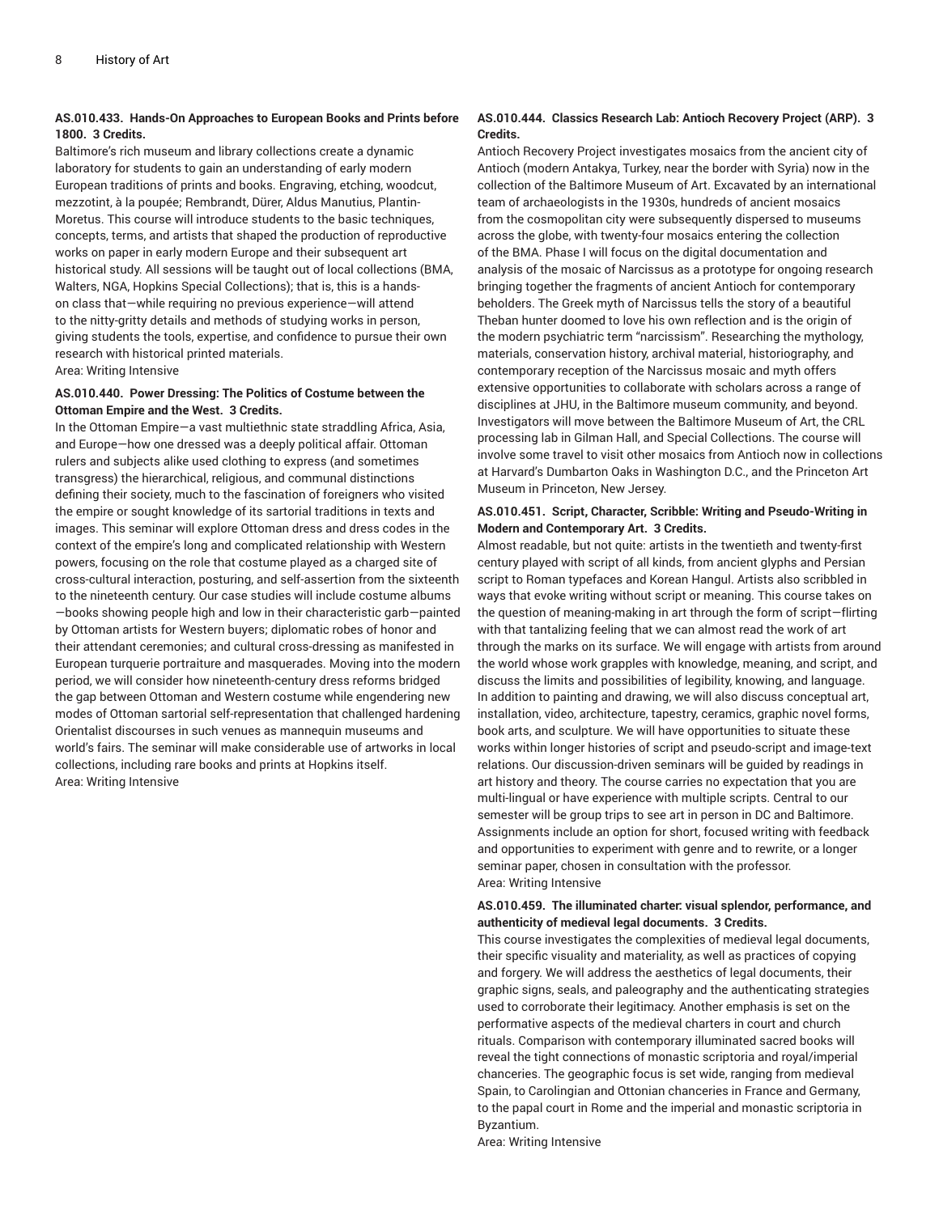**AS.010.433. Hands-On Approaches to European Books and Prints before 1800. 3 Credits.**

Baltimore's rich museum and library collections create a dynamic laboratory for students to gain an understanding of early modern European traditions of prints and books. Engraving, etching, woodcut, mezzotint, à la poupée; Rembrandt, Dürer, Aldus Manutius, Plantin-Moretus. This course will introduce students to the basic techniques, concepts, terms, and artists that shaped the production of reproductive works on paper in early modern Europe and their subsequent art historical study. All sessions will be taught out of local collections (BMA, Walters, NGA, Hopkins Special Collections); that is, this is a hands-on class that—while requiring no previous experience—will attend to the nitty-gritty details and methods of studying works in person, giving students the tools, expertise, and confidence to pursue their own research with historical printed materials.
Area: Writing Intensive

**AS.010.440. Power Dressing: The Politics of Costume between the Ottoman Empire and the West. 3 Credits.**

In the Ottoman Empire—a vast multiethnic state straddling Africa, Asia, and Europe—how one dressed was a deeply political affair. Ottoman rulers and subjects alike used clothing to express (and sometimes transgress) the hierarchical, religious, and communal distinctions defining their society, much to the fascination of foreigners who visited the empire or sought knowledge of its sartorial traditions in texts and images. This seminar will explore Ottoman dress and dress codes in the context of the empire's long and complicated relationship with Western powers, focusing on the role that costume played as a charged site of cross-cultural interaction, posturing, and self-assertion from the sixteenth to the nineteenth century. Our case studies will include costume albums—books showing people high and low in their characteristic garb—painted by Ottoman artists for Western buyers; diplomatic robes of honor and their attendant ceremonies; and cultural cross-dressing as manifested in European turquerie portraiture and masquerades. Moving into the modern period, we will consider how nineteenth-century dress reforms bridged the gap between Ottoman and Western costume while engendering new modes of Ottoman sartorial self-representation that challenged hardening Orientalist discourses in such venues as mannequin museums and world's fairs. The seminar will make considerable use of artworks in local collections, including rare books and prints at Hopkins itself.
Area: Writing Intensive

**AS.010.444. Classics Research Lab: Antioch Recovery Project (ARP). 3 Credits.**

Antioch Recovery Project investigates mosaics from the ancient city of Antioch (modern Antakya, Turkey, near the border with Syria) now in the collection of the Baltimore Museum of Art. Excavated by an international team of archaeologists in the 1930s, hundreds of ancient mosaics from the cosmopolitan city were subsequently dispersed to museums across the globe, with twenty-four mosaics entering the collection of the BMA. Phase I will focus on the digital documentation and analysis of the mosaic of Narcissus as a prototype for ongoing research bringing together the fragments of ancient Antioch for contemporary beholders. The Greek myth of Narcissus tells the story of a beautiful Theban hunter doomed to love his own reflection and is the origin of the modern psychiatric term "narcissism". Researching the mythology, materials, conservation history, archival material, historiography, and contemporary reception of the Narcissus mosaic and myth offers extensive opportunities to collaborate with scholars across a range of disciplines at JHU, in the Baltimore museum community, and beyond. Investigators will move between the Baltimore Museum of Art, the CRL processing lab in Gilman Hall, and Special Collections. The course will involve some travel to visit other mosaics from Antioch now in collections at Harvard's Dumbarton Oaks in Washington D.C., and the Princeton Art Museum in Princeton, New Jersey.

**AS.010.451. Script, Character, Scribble: Writing and Pseudo-Writing in Modern and Contemporary Art. 3 Credits.**

Almost readable, but not quite: artists in the twentieth and twenty-first century played with script of all kinds, from ancient glyphs and Persian script to Roman typefaces and Korean Hangul. Artists also scribbled in ways that evoke writing without script or meaning. This course takes on the question of meaning-making in art through the form of script—flirting with that tantalizing feeling that we can almost read the work of art through the marks on its surface. We will engage with artists from around the world whose work grapples with knowledge, meaning, and script, and discuss the limits and possibilities of legibility, knowing, and language. In addition to painting and drawing, we will also discuss conceptual art, installation, video, architecture, tapestry, ceramics, graphic novel forms, book arts, and sculpture. We will have opportunities to situate these works within longer histories of script and pseudo-script and image-text relations. Our discussion-driven seminars will be guided by readings in art history and theory. The course carries no expectation that you are multi-lingual or have experience with multiple scripts. Central to our semester will be group trips to see art in person in DC and Baltimore. Assignments include an option for short, focused writing with feedback and opportunities to experiment with genre and to rewrite, or a longer seminar paper, chosen in consultation with the professor.
Area: Writing Intensive

**AS.010.459. The illuminated charter: visual splendor, performance, and authenticity of medieval legal documents. 3 Credits.**

This course investigates the complexities of medieval legal documents, their specific visuality and materiality, as well as practices of copying and forgery. We will address the aesthetics of legal documents, their graphic signs, seals, and paleography and the authenticating strategies used to corroborate their legitimacy. Another emphasis is set on the performative aspects of the medieval charters in court and church rituals. Comparison with contemporary illuminated sacred books will reveal the tight connections of monastic scriptoria and royal/imperial chanceries. The geographic focus is set wide, ranging from medieval Spain, to Carolingian and Ottonian chanceries in France and Germany, to the papal court in Rome and the imperial and monastic scriptoria in Byzantium.
Area: Writing Intensive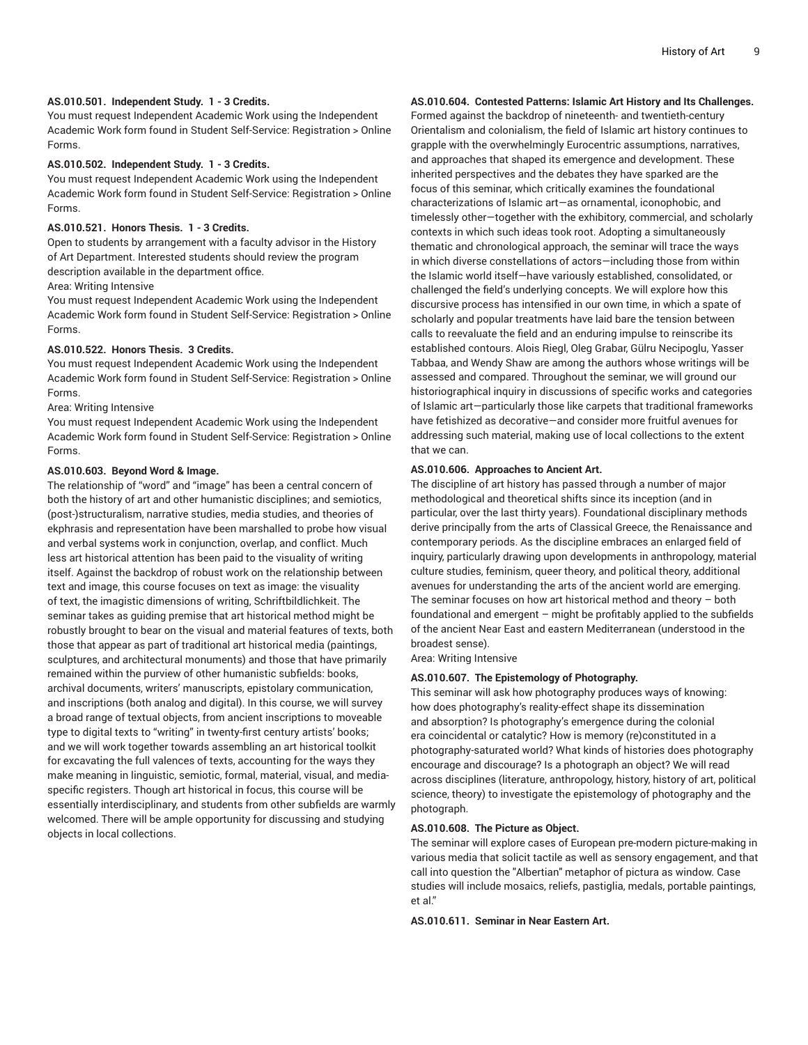**AS.010.501. Independent Study. 1 - 3 Credits.**

You must request Independent Academic Work using the Independent Academic Work form found in Student Self-Service: Registration > Online Forms.

**AS.010.502. Independent Study. 1 - 3 Credits.**

You must request Independent Academic Work using the Independent Academic Work form found in Student Self-Service: Registration > Online Forms.

**AS.010.521. Honors Thesis. 1 - 3 Credits.**

Open to students by arrangement with a faculty advisor in the History of Art Department. Interested students should review the program description available in the department office.

Area: Writing Intensive

You must request Independent Academic Work using the Independent Academic Work form found in Student Self-Service: Registration > Online Forms.

**AS.010.522. Honors Thesis. 3 Credits.**

You must request Independent Academic Work using the Independent Academic Work form found in Student Self-Service: Registration > Online Forms.

Area: Writing Intensive

You must request Independent Academic Work using the Independent Academic Work form found in Student Self-Service: Registration > Online Forms.

**AS.010.603. Beyond Word & Image.**

The relationship of "word" and "image" has been a central concern of both the history of art and other humanistic disciplines; and semiotics, (post-)structuralism, narrative studies, media studies, and theories of ekphrasis and representation have been marshalled to probe how visual and verbal systems work in conjunction, overlap, and conflict. Much less art historical attention has been paid to the visuality of writing itself. Against the backdrop of robust work on the relationship between text and image, this course focuses on text as image: the visuality of text, the imagistic dimensions of writing, Schriftbildlichkeit. The seminar takes as guiding premise that art historical method might be robustly brought to bear on the visual and material features of texts, both those that appear as part of traditional art historical media (paintings, sculptures, and architectural monuments) and those that have primarily remained within the purview of other humanistic subfields: books, archival documents, writers' manuscripts, epistolary communication, and inscriptions (both analog and digital). In this course, we will survey a broad range of textual objects, from ancient inscriptions to moveable type to digital texts to "writing" in twenty-first century artists' books; and we will work together towards assembling an art historical toolkit for excavating the full valences of texts, accounting for the ways they make meaning in linguistic, semiotic, formal, material, visual, and media-specific registers. Though art historical in focus, this course will be essentially interdisciplinary, and students from other subfields are warmly welcomed. There will be ample opportunity for discussing and studying objects in local collections.

**AS.010.604. Contested Patterns: Islamic Art History and Its Challenges.**

Formed against the backdrop of nineteenth- and twentieth-century Orientalism and colonialism, the field of Islamic art history continues to grapple with the overwhelmingly Eurocentric assumptions, narratives, and approaches that shaped its emergence and development. These inherited perspectives and the debates they have sparked are the focus of this seminar, which critically examines the foundational characterizations of Islamic art—as ornamental, iconophobic, and timelessly other—together with the exhibitory, commercial, and scholarly contexts in which such ideas took root. Adopting a simultaneously thematic and chronological approach, the seminar will trace the ways in which diverse constellations of actors—including those from within the Islamic world itself—have variously established, consolidated, or challenged the field's underlying concepts. We will explore how this discursive process has intensified in our own time, in which a spate of scholarly and popular treatments have laid bare the tension between calls to reevaluate the field and an enduring impulse to reinscribe its established contours. Alois Riegl, Oleg Grabar, Gülru Necipoglu, Yasser Tabbaa, and Wendy Shaw are among the authors whose writings will be assessed and compared. Throughout the seminar, we will ground our historiographical inquiry in discussions of specific works and categories of Islamic art—particularly those like carpets that traditional frameworks have fetishized as decorative—and consider more fruitful avenues for addressing such material, making use of local collections to the extent that we can.

**AS.010.606. Approaches to Ancient Art.**

The discipline of art history has passed through a number of major methodological and theoretical shifts since its inception (and in particular, over the last thirty years). Foundational disciplinary methods derive principally from the arts of Classical Greece, the Renaissance and contemporary periods. As the discipline embraces an enlarged field of inquiry, particularly drawing upon developments in anthropology, material culture studies, feminism, queer theory, and political theory, additional avenues for understanding the arts of the ancient world are emerging. The seminar focuses on how art historical method and theory – both foundational and emergent – might be profitably applied to the subfields of the ancient Near East and eastern Mediterranean (understood in the broadest sense).

Area: Writing Intensive

**AS.010.607. The Epistemology of Photography.**

This seminar will ask how photography produces ways of knowing: how does photography's reality-effect shape its dissemination and absorption? Is photography's emergence during the colonial era coincidental or catalytic? How is memory (re)constituted in a photography-saturated world? What kinds of histories does photography encourage and discourage? Is a photograph an object? We will read across disciplines (literature, anthropology, history, history of art, political science, theory) to investigate the epistemology of photography and the photograph.

**AS.010.608. The Picture as Object.**

The seminar will explore cases of European pre-modern picture-making in various media that solicit tactile as well as sensory engagement, and that call into question the "Albertian" metaphor of pictura as window. Case studies will include mosaics, reliefs, pastiglia, medals, portable paintings, et al."

**AS.010.611. Seminar in Near Eastern Art.**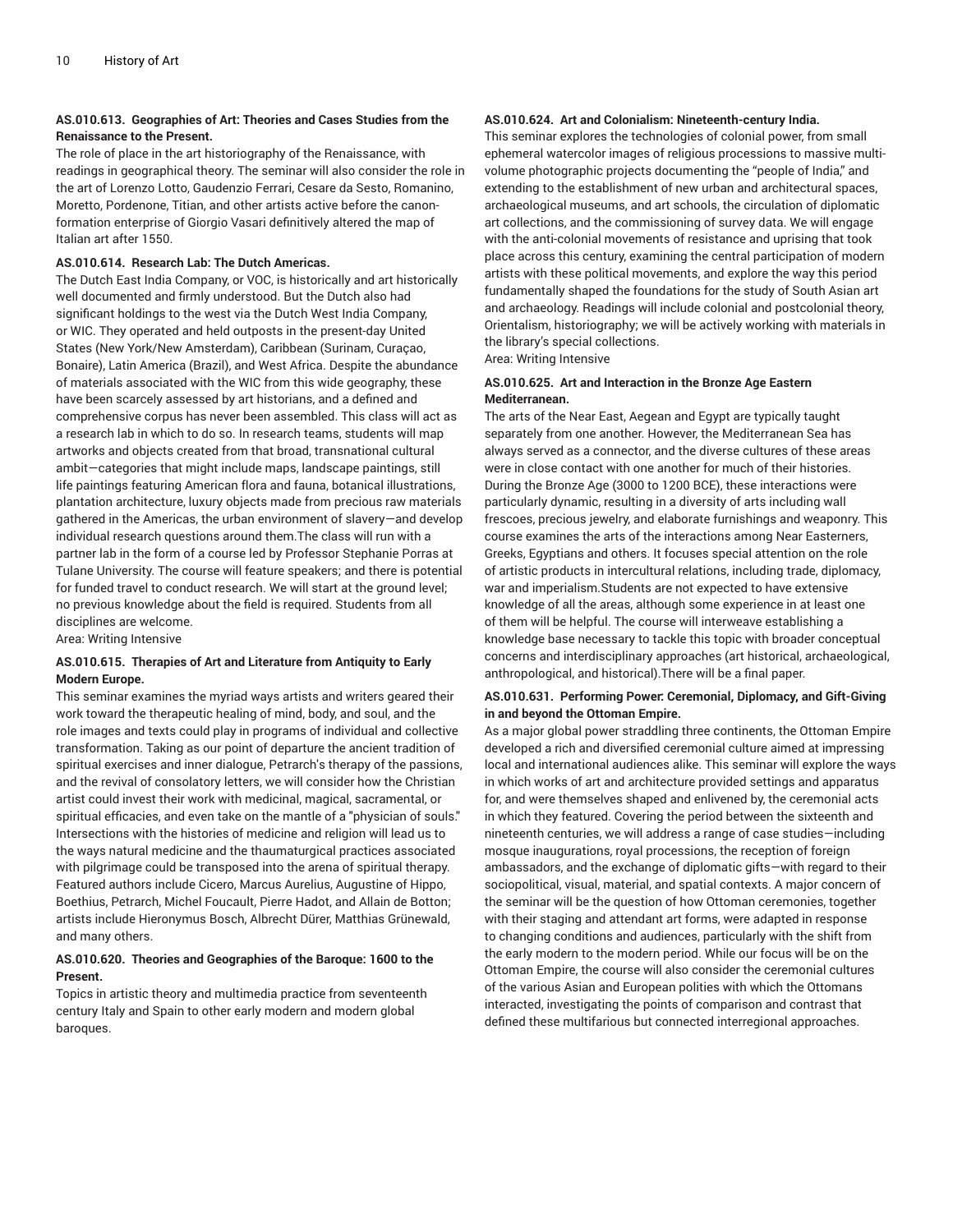**AS.010.613. Geographies of Art: Theories and Cases Studies from the Renaissance to the Present.**

The role of place in the art historiography of the Renaissance, with readings in geographical theory. The seminar will also consider the role in the art of Lorenzo Lotto, Gaudenzio Ferrari, Cesare da Sesto, Romanino, Moretto, Pordenone, Titian, and other artists active before the canon-formation enterprise of Giorgio Vasari definitively altered the map of Italian art after 1550.

**AS.010.614. Research Lab: The Dutch Americas.**

The Dutch East India Company, or VOC, is historically and art historically well documented and firmly understood. But the Dutch also had significant holdings to the west via the Dutch West India Company, or WIC. They operated and held outposts in the present-day United States (New York/New Amsterdam), Caribbean (Surinam, Curaçao, Bonaire), Latin America (Brazil), and West Africa. Despite the abundance of materials associated with the WIC from this wide geography, these have been scarcely assessed by art historians, and a defined and comprehensive corpus has never been assembled. This class will act as a research lab in which to do so. In research teams, students will map artworks and objects created from that broad, transnational cultural ambit—categories that might include maps, landscape paintings, still life paintings featuring American flora and fauna, botanical illustrations, plantation architecture, luxury objects made from precious raw materials gathered in the Americas, the urban environment of slavery—and develop individual research questions around them.The class will run with a partner lab in the form of a course led by Professor Stephanie Porras at Tulane University. The course will feature speakers; and there is potential for funded travel to conduct research. We will start at the ground level; no previous knowledge about the field is required. Students from all disciplines are welcome.

Area: Writing Intensive

**AS.010.615. Therapies of Art and Literature from Antiquity to Early Modern Europe.**

This seminar examines the myriad ways artists and writers geared their work toward the therapeutic healing of mind, body, and soul, and the role images and texts could play in programs of individual and collective transformation. Taking as our point of departure the ancient tradition of spiritual exercises and inner dialogue, Petrarch's therapy of the passions, and the revival of consolatory letters, we will consider how the Christian artist could invest their work with medicinal, magical, sacramental, or spiritual efficacies, and even take on the mantle of a "physician of souls." Intersections with the histories of medicine and religion will lead us to the ways natural medicine and the thaumaturgical practices associated with pilgrimage could be transposed into the arena of spiritual therapy. Featured authors include Cicero, Marcus Aurelius, Augustine of Hippo, Boethius, Petrarch, Michel Foucault, Pierre Hadot, and Allain de Botton; artists include Hieronymus Bosch, Albrecht Dürer, Matthias Grünewald, and many others.

**AS.010.620. Theories and Geographies of the Baroque: 1600 to the Present.**

Topics in artistic theory and multimedia practice from seventeenth century Italy and Spain to other early modern and modern global baroques.

**AS.010.624. Art and Colonialism: Nineteenth-century India.**

This seminar explores the technologies of colonial power, from small ephemeral watercolor images of religious processions to massive multi-volume photographic projects documenting the "people of India," and extending to the establishment of new urban and architectural spaces, archaeological museums, and art schools, the circulation of diplomatic art collections, and the commissioning of survey data. We will engage with the anti-colonial movements of resistance and uprising that took place across this century, examining the central participation of modern artists with these political movements, and explore the way this period fundamentally shaped the foundations for the study of South Asian art and archaeology. Readings will include colonial and postcolonial theory, Orientalism, historiography; we will be actively working with materials in the library's special collections.

Area: Writing Intensive

**AS.010.625. Art and Interaction in the Bronze Age Eastern Mediterranean.**

The arts of the Near East, Aegean and Egypt are typically taught separately from one another. However, the Mediterranean Sea has always served as a connector, and the diverse cultures of these areas were in close contact with one another for much of their histories. During the Bronze Age (3000 to 1200 BCE), these interactions were particularly dynamic, resulting in a diversity of arts including wall frescoes, precious jewelry, and elaborate furnishings and weaponry. This course examines the arts of the interactions among Near Easterners, Greeks, Egyptians and others. It focuses special attention on the role of artistic products in intercultural relations, including trade, diplomacy, war and imperialism.Students are not expected to have extensive knowledge of all the areas, although some experience in at least one of them will be helpful. The course will interweave establishing a knowledge base necessary to tackle this topic with broader conceptual concerns and interdisciplinary approaches (art historical, archaeological, anthropological, and historical).There will be a final paper.

**AS.010.631. Performing Power: Ceremonial, Diplomacy, and Gift-Giving in and beyond the Ottoman Empire.**

As a major global power straddling three continents, the Ottoman Empire developed a rich and diversified ceremonial culture aimed at impressing local and international audiences alike. This seminar will explore the ways in which works of art and architecture provided settings and apparatus for, and were themselves shaped and enlivened by, the ceremonial acts in which they featured. Covering the period between the sixteenth and nineteenth centuries, we will address a range of case studies—including mosque inaugurations, royal processions, the reception of foreign ambassadors, and the exchange of diplomatic gifts—with regard to their sociopolitical, visual, material, and spatial contexts. A major concern of the seminar will be the question of how Ottoman ceremonies, together with their staging and attendant art forms, were adapted in response to changing conditions and audiences, particularly with the shift from the early modern to the modern period. While our focus will be on the Ottoman Empire, the course will also consider the ceremonial cultures of the various Asian and European polities with which the Ottomans interacted, investigating the points of comparison and contrast that defined these multifarious but connected interregional approaches.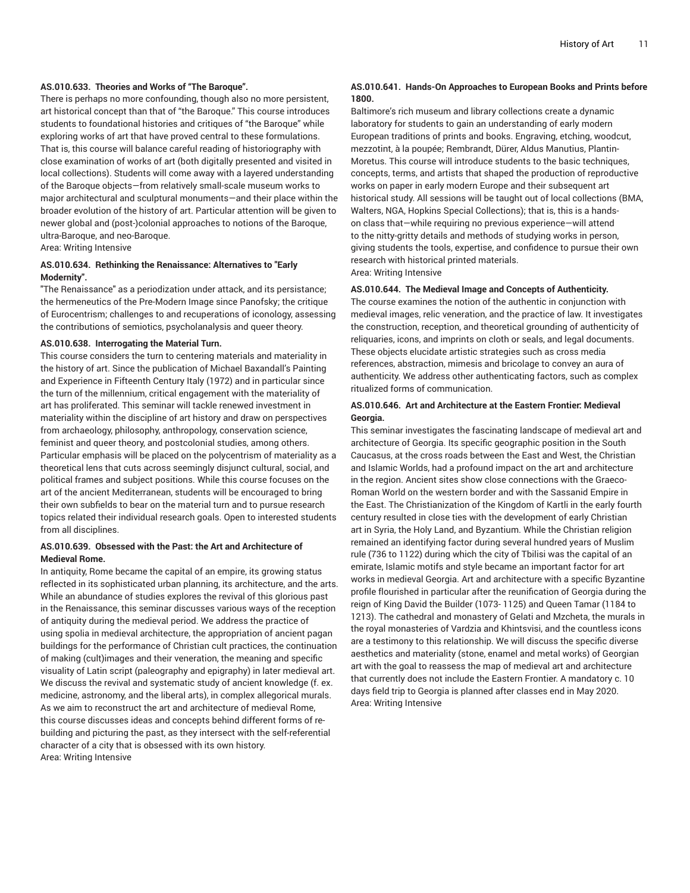#### AS.010.633. Theories and Works of "The Baroque".

There is perhaps no more confounding, though also no more persistent, art historical concept than that of "the Baroque." This course introduces students to foundational histories and critiques of "the Baroque" while exploring works of art that have proved central to these formulations. That is, this course will balance careful reading of historiography with close examination of works of art (both digitally presented and visited in local collections). Students will come away with a layered understanding of the Baroque objects—from relatively small-scale museum works to major architectural and sculptural monuments—and their place within the broader evolution of the history of art. Particular attention will be given to newer global and (post-)colonial approaches to notions of the Baroque, ultra-Baroque, and neo-Baroque.
Area: Writing Intensive

#### AS.010.634. Rethinking the Renaissance: Alternatives to "Early Modernity".

"The Renaissance" as a periodization under attack, and its persistance; the hermeneutics of the Pre-Modern Image since Panofsky; the critique of Eurocentrism; challenges to and recuperations of iconology, assessing the contributions of semiotics, psycholanalysis and queer theory.

#### AS.010.638. Interrogating the Material Turn.

This course considers the turn to centering materials and materiality in the history of art. Since the publication of Michael Baxandall's Painting and Experience in Fifteenth Century Italy (1972) and in particular since the turn of the millennium, critical engagement with the materiality of art has proliferated. This seminar will tackle renewed investment in materiality within the discipline of art history and draw on perspectives from archaeology, philosophy, anthropology, conservation science, feminist and queer theory, and postcolonial studies, among others. Particular emphasis will be placed on the polycentrism of materiality as a theoretical lens that cuts across seemingly disjunct cultural, social, and political frames and subject positions. While this course focuses on the art of the ancient Mediterranean, students will be encouraged to bring their own subfields to bear on the material turn and to pursue research topics related their individual research goals. Open to interested students from all disciplines.

#### AS.010.639. Obsessed with the Past: the Art and Architecture of Medieval Rome.

In antiquity, Rome became the capital of an empire, its growing status reflected in its sophisticated urban planning, its architecture, and the arts. While an abundance of studies explores the revival of this glorious past in the Renaissance, this seminar discusses various ways of the reception of antiquity during the medieval period. We address the practice of using spolia in medieval architecture, the appropriation of ancient pagan buildings for the performance of Christian cult practices, the continuation of making (cult)images and their veneration, the meaning and specific visuality of Latin script (paleography and epigraphy) in later medieval art. We discuss the revival and systematic study of ancient knowledge (f. ex. medicine, astronomy, and the liberal arts), in complex allegorical murals. As we aim to reconstruct the art and architecture of medieval Rome, this course discusses ideas and concepts behind different forms of re-building and picturing the past, as they intersect with the self-referential character of a city that is obsessed with its own history.
Area: Writing Intensive

#### AS.010.641. Hands-On Approaches to European Books and Prints before 1800.

Baltimore's rich museum and library collections create a dynamic laboratory for students to gain an understanding of early modern European traditions of prints and books. Engraving, etching, woodcut, mezzotint, à la poupée; Rembrandt, Dürer, Aldus Manutius, Plantin-Moretus. This course will introduce students to the basic techniques, concepts, terms, and artists that shaped the production of reproductive works on paper in early modern Europe and their subsequent art historical study. All sessions will be taught out of local collections (BMA, Walters, NGA, Hopkins Special Collections); that is, this is a hands-on class that—while requiring no previous experience—will attend to the nitty-gritty details and methods of studying works in person, giving students the tools, expertise, and confidence to pursue their own research with historical printed materials.
Area: Writing Intensive

#### AS.010.644. The Medieval Image and Concepts of Authenticity.

The course examines the notion of the authentic in conjunction with medieval images, relic veneration, and the practice of law. It investigates the construction, reception, and theoretical grounding of authenticity of reliquaries, icons, and imprints on cloth or seals, and legal documents. These objects elucidate artistic strategies such as cross media references, abstraction, mimesis and bricolage to convey an aura of authenticity. We address other authenticating factors, such as complex ritualized forms of communication.

#### AS.010.646. Art and Architecture at the Eastern Frontier: Medieval Georgia.

This seminar investigates the fascinating landscape of medieval art and architecture of Georgia. Its specific geographic position in the South Caucasus, at the cross roads between the East and West, the Christian and Islamic Worlds, had a profound impact on the art and architecture in the region. Ancient sites show close connections with the Graeco-Roman World on the western border and with the Sassanid Empire in the East. The Christianization of the Kingdom of Kartli in the early fourth century resulted in close ties with the development of early Christian art in Syria, the Holy Land, and Byzantium. While the Christian religion remained an identifying factor during several hundred years of Muslim rule (736 to 1122) during which the city of Tbilisi was the capital of an emirate, Islamic motifs and style became an important factor for art works in medieval Georgia. Art and architecture with a specific Byzantine profile flourished in particular after the reunification of Georgia during the reign of King David the Builder (1073- 1125) and Queen Tamar (1184 to 1213). The cathedral and monastery of Gelati and Mzcheta, the murals in the royal monasteries of Vardzia and Khintsvisi, and the countless icons are a testimony to this relationship. We will discuss the specific diverse aesthetics and materiality (stone, enamel and metal works) of Georgian art with the goal to reassess the map of medieval art and architecture that currently does not include the Eastern Frontier. A mandatory c. 10 days field trip to Georgia is planned after classes end in May 2020.
Area: Writing Intensive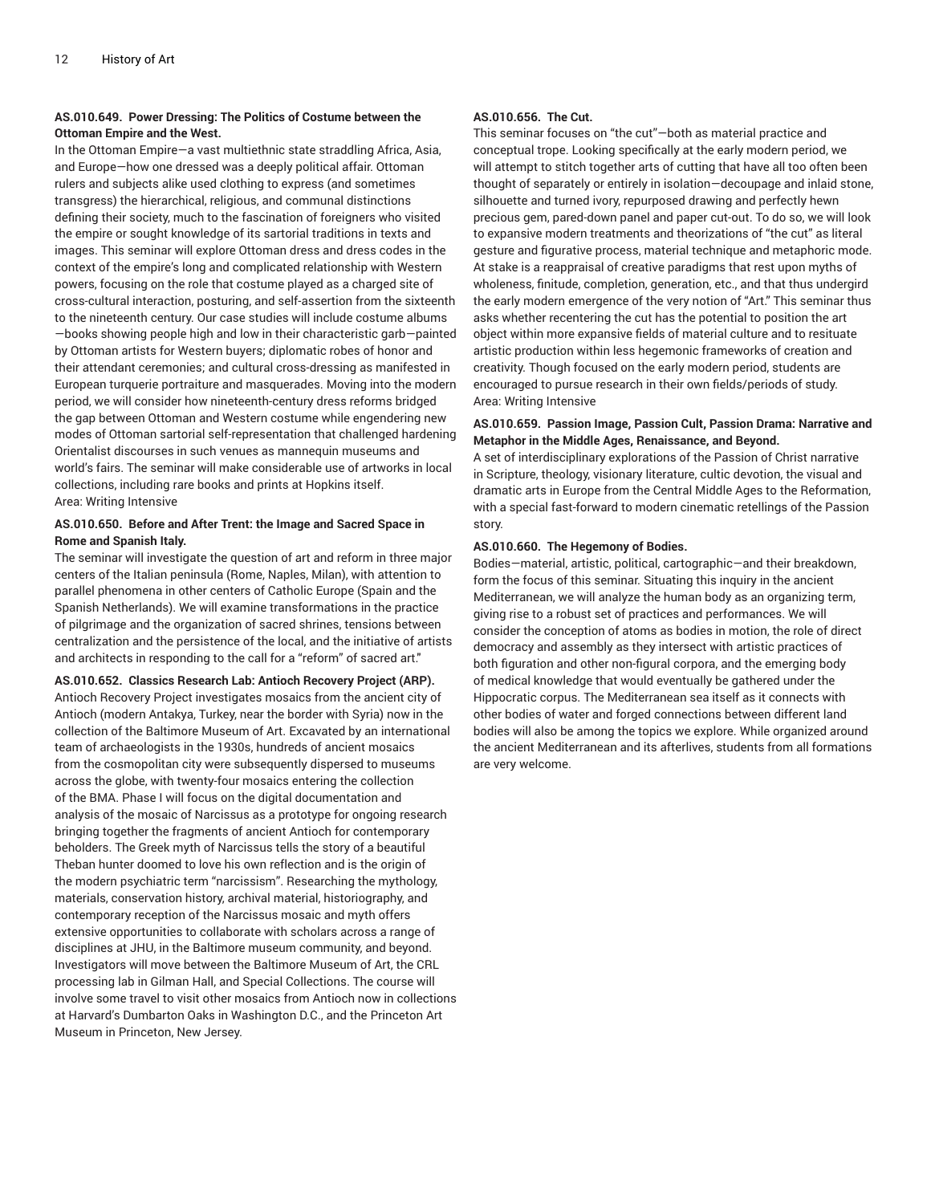**AS.010.649. Power Dressing: The Politics of Costume between the Ottoman Empire and the West.**

In the Ottoman Empire—a vast multiethnic state straddling Africa, Asia, and Europe—how one dressed was a deeply political affair. Ottoman rulers and subjects alike used clothing to express (and sometimes transgress) the hierarchical, religious, and communal distinctions defining their society, much to the fascination of foreigners who visited the empire or sought knowledge of its sartorial traditions in texts and images. This seminar will explore Ottoman dress and dress codes in the context of the empire's long and complicated relationship with Western powers, focusing on the role that costume played as a charged site of cross-cultural interaction, posturing, and self-assertion from the sixteenth to the nineteenth century. Our case studies will include costume albums —books showing people high and low in their characteristic garb—painted by Ottoman artists for Western buyers; diplomatic robes of honor and their attendant ceremonies; and cultural cross-dressing as manifested in European turquerie portraiture and masquerades. Moving into the modern period, we will consider how nineteenth-century dress reforms bridged the gap between Ottoman and Western costume while engendering new modes of Ottoman sartorial self-representation that challenged hardening Orientalist discourses in such venues as mannequin museums and world's fairs. The seminar will make considerable use of artworks in local collections, including rare books and prints at Hopkins itself.
Area: Writing Intensive

**AS.010.650. Before and After Trent: the Image and Sacred Space in Rome and Spanish Italy.**

The seminar will investigate the question of art and reform in three major centers of the Italian peninsula (Rome, Naples, Milan), with attention to parallel phenomena in other centers of Catholic Europe (Spain and the Spanish Netherlands). We will examine transformations in the practice of pilgrimage and the organization of sacred shrines, tensions between centralization and the persistence of the local, and the initiative of artists and architects in responding to the call for a "reform" of sacred art."

**AS.010.652. Classics Research Lab: Antioch Recovery Project (ARP).**

Antioch Recovery Project investigates mosaics from the ancient city of Antioch (modern Antakya, Turkey, near the border with Syria) now in the collection of the Baltimore Museum of Art. Excavated by an international team of archaeologists in the 1930s, hundreds of ancient mosaics from the cosmopolitan city were subsequently dispersed to museums across the globe, with twenty-four mosaics entering the collection of the BMA. Phase I will focus on the digital documentation and analysis of the mosaic of Narcissus as a prototype for ongoing research bringing together the fragments of ancient Antioch for contemporary beholders. The Greek myth of Narcissus tells the story of a beautiful Theban hunter doomed to love his own reflection and is the origin of the modern psychiatric term "narcissism". Researching the mythology, materials, conservation history, archival material, historiography, and contemporary reception of the Narcissus mosaic and myth offers extensive opportunities to collaborate with scholars across a range of disciplines at JHU, in the Baltimore museum community, and beyond. Investigators will move between the Baltimore Museum of Art, the CRL processing lab in Gilman Hall, and Special Collections. The course will involve some travel to visit other mosaics from Antioch now in collections at Harvard's Dumbarton Oaks in Washington D.C., and the Princeton Art Museum in Princeton, New Jersey.

**AS.010.656. The Cut.**

This seminar focuses on "the cut"—both as material practice and conceptual trope. Looking specifically at the early modern period, we will attempt to stitch together arts of cutting that have all too often been thought of separately or entirely in isolation—decoupage and inlaid stone, silhouette and turned ivory, repurposed drawing and perfectly hewn precious gem, pared-down panel and paper cut-out. To do so, we will look to expansive modern treatments and theorizations of "the cut" as literal gesture and figurative process, material technique and metaphoric mode. At stake is a reappraisal of creative paradigms that rest upon myths of wholeness, finitude, completion, generation, etc., and that thus undergird the early modern emergence of the very notion of "Art." This seminar thus asks whether recentering the cut has the potential to position the art object within more expansive fields of material culture and to resituate artistic production within less hegemonic frameworks of creation and creativity. Though focused on the early modern period, students are encouraged to pursue research in their own fields/periods of study.
Area: Writing Intensive

**AS.010.659. Passion Image, Passion Cult, Passion Drama: Narrative and Metaphor in the Middle Ages, Renaissance, and Beyond.**

A set of interdisciplinary explorations of the Passion of Christ narrative in Scripture, theology, visionary literature, cultic devotion, the visual and dramatic arts in Europe from the Central Middle Ages to the Reformation, with a special fast-forward to modern cinematic retellings of the Passion story.

**AS.010.660. The Hegemony of Bodies.**

Bodies—material, artistic, political, cartographic—and their breakdown, form the focus of this seminar. Situating this inquiry in the ancient Mediterranean, we will analyze the human body as an organizing term, giving rise to a robust set of practices and performances. We will consider the conception of atoms as bodies in motion, the role of direct democracy and assembly as they intersect with artistic practices of both figuration and other non-figural corpora, and the emerging body of medical knowledge that would eventually be gathered under the Hippocratic corpus. The Mediterranean sea itself as it connects with other bodies of water and forged connections between different land bodies will also be among the topics we explore. While organized around the ancient Mediterranean and its afterlives, students from all formations are very welcome.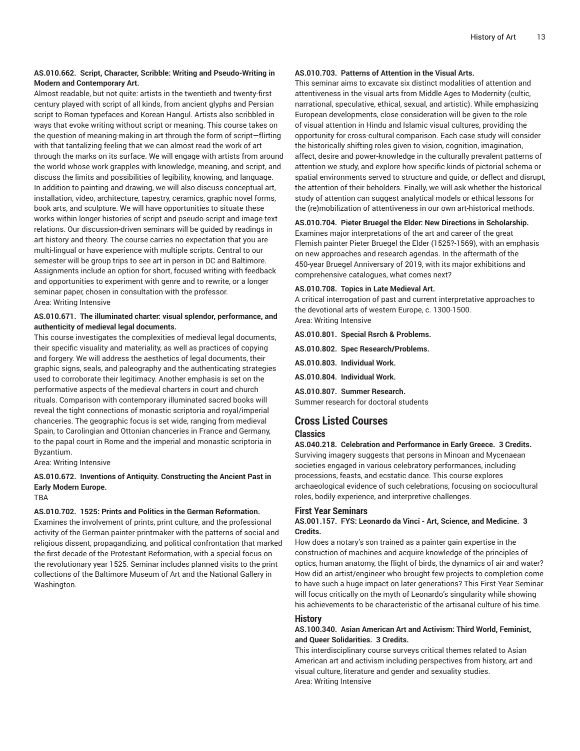**AS.010.662. Script, Character, Scribble: Writing and Pseudo-Writing in Modern and Contemporary Art.**

Almost readable, but not quite: artists in the twentieth and twenty-first century played with script of all kinds, from ancient glyphs and Persian script to Roman typefaces and Korean Hangul. Artists also scribbled in ways that evoke writing without script or meaning. This course takes on the question of meaning-making in art through the form of script—flirting with that tantalizing feeling that we can almost read the work of art through the marks on its surface. We will engage with artists from around the world whose work grapples with knowledge, meaning, and script, and discuss the limits and possibilities of legibility, knowing, and language. In addition to painting and drawing, we will also discuss conceptual art, installation, video, architecture, tapestry, ceramics, graphic novel forms, book arts, and sculpture. We will have opportunities to situate these works within longer histories of script and pseudo-script and image-text relations. Our discussion-driven seminars will be guided by readings in art history and theory. The course carries no expectation that you are multi-lingual or have experience with multiple scripts. Central to our semester will be group trips to see art in person in DC and Baltimore. Assignments include an option for short, focused writing with feedback and opportunities to experiment with genre and to rewrite, or a longer seminar paper, chosen in consultation with the professor.
Area: Writing Intensive

**AS.010.671. The illuminated charter: visual splendor, performance, and authenticity of medieval legal documents.**

This course investigates the complexities of medieval legal documents, their specific visuality and materiality, as well as practices of copying and forgery. We will address the aesthetics of legal documents, their graphic signs, seals, and paleography and the authenticating strategies used to corroborate their legitimacy. Another emphasis is set on the performative aspects of the medieval charters in court and church rituals. Comparison with contemporary illuminated sacred books will reveal the tight connections of monastic scriptoria and royal/imperial chanceries. The geographic focus is set wide, ranging from medieval Spain, to Carolingian and Ottonian chanceries in France and Germany, to the papal court in Rome and the imperial and monastic scriptoria in Byzantium.
Area: Writing Intensive

**AS.010.672. Inventions of Antiquity. Constructing the Ancient Past in Early Modern Europe.**

TBA

**AS.010.702. 1525: Prints and Politics in the German Reformation.**

Examines the involvement of prints, print culture, and the professional activity of the German painter-printmaker with the patterns of social and religious dissent, propagandizing, and political confrontation that marked the first decade of the Protestant Reformation, with a special focus on the revolutionary year 1525. Seminar includes planned visits to the print collections of the Baltimore Museum of Art and the National Gallery in Washington.

**AS.010.703. Patterns of Attention in the Visual Arts.**

This seminar aims to excavate six distinct modalities of attention and attentiveness in the visual arts from Middle Ages to Modernity (cultic, narrational, speculative, ethical, sexual, and artistic). While emphasizing European developments, close consideration will be given to the role of visual attention in Hindu and Islamic visual cultures, providing the opportunity for cross-cultural comparison. Each case study will consider the historically shifting roles given to vision, cognition, imagination, affect, desire and power-knowledge in the culturally prevalent patterns of attention we study, and explore how specific kinds of pictorial schema or spatial environments served to structure and guide, or deflect and disrupt, the attention of their beholders. Finally, we will ask whether the historical study of attention can suggest analytical models or ethical lessons for the (re)mobilization of attentiveness in our own art-historical methods.

**AS.010.704. Pieter Bruegel the Elder: New Directions in Scholarship.**

Examines major interpretations of the art and career of the great Flemish painter Pieter Bruegel the Elder (1525?-1569), with an emphasis on new approaches and research agendas. In the aftermath of the 450-year Bruegel Anniversary of 2019, with its major exhibitions and comprehensive catalogues, what comes next?

**AS.010.708. Topics in Late Medieval Art.**

A critical interrogation of past and current interpretative approaches to the devotional arts of western Europe, c. 1300-1500.
Area: Writing Intensive

**AS.010.801. Special Rsrch & Problems.**

**AS.010.802. Spec Research/Problems.**

**AS.010.803. Individual Work.**

**AS.010.804. Individual Work.**

**AS.010.807. Summer Research.**

Summer research for doctoral students

## Cross Listed Courses

### Classics

**AS.040.218. Celebration and Performance in Early Greece. 3 Credits.**

Surviving imagery suggests that persons in Minoan and Mycenaean societies engaged in various celebratory performances, including processions, feasts, and ecstatic dance. This course explores archaeological evidence of such celebrations, focusing on sociocultural roles, bodily experience, and interpretive challenges.

### First Year Seminars

**AS.001.157. FYS: Leonardo da Vinci - Art, Science, and Medicine. 3 Credits.**

How does a notary's son trained as a painter gain expertise in the construction of machines and acquire knowledge of the principles of optics, human anatomy, the flight of birds, the dynamics of air and water? How did an artist/engineer who brought few projects to completion come to have such a huge impact on later generations? This First-Year Seminar will focus critically on the myth of Leonardo's singularity while showing his achievements to be characteristic of the artisanal culture of his time.

### History

**AS.100.340. Asian American Art and Activism: Third World, Feminist, and Queer Solidarities. 3 Credits.**

This interdisciplinary course surveys critical themes related to Asian American art and activism including perspectives from history, art and visual culture, literature and gender and sexuality studies.
Area: Writing Intensive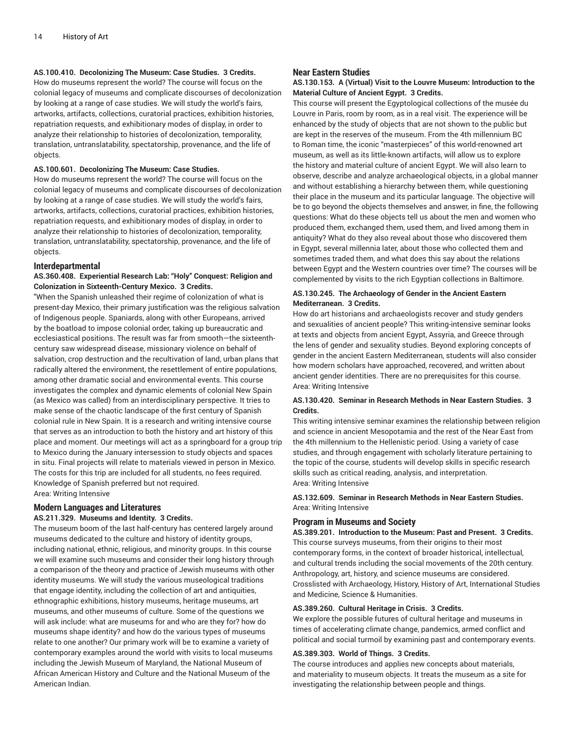**AS.100.410. Decolonizing The Museum: Case Studies. 3 Credits.**
How do museums represent the world? The course will focus on the colonial legacy of museums and complicate discourses of decolonization by looking at a range of case studies. We will study the world's fairs, artworks, artifacts, collections, curatorial practices, exhibition histories, repatriation requests, and exhibitionary modes of display, in order to analyze their relationship to histories of decolonization, temporality, translation, untranslatability, spectatorship, provenance, and the life of objects.

**AS.100.601. Decolonizing The Museum: Case Studies.**
How do museums represent the world? The course will focus on the colonial legacy of museums and complicate discourses of decolonization by looking at a range of case studies. We will study the world's fairs, artworks, artifacts, collections, curatorial practices, exhibition histories, repatriation requests, and exhibitionary modes of display, in order to analyze their relationship to histories of decolonization, temporality, translation, untranslatability, spectatorship, provenance, and the life of objects.

## Interdepartmental

**AS.360.408. Experiential Research Lab: "Holy" Conquest: Religion and Colonization in Sixteenth-Century Mexico. 3 Credits.**
"When the Spanish unleashed their regime of colonization of what is present-day Mexico, their primary justification was the religious salvation of Indigenous people. Spaniards, along with other Europeans, arrived by the boatload to impose colonial order, taking up bureaucratic and ecclesiastical positions. The result was far from smooth—the sixteenth-century saw widespread disease, missionary violence on behalf of salvation, crop destruction and the recultivation of land, urban plans that radically altered the environment, the resettlement of entire populations, among other dramatic social and environmental events. This course investigates the complex and dynamic elements of colonial New Spain (as Mexico was called) from an interdisciplinary perspective. It tries to make sense of the chaotic landscape of the first century of Spanish colonial rule in New Spain. It is a research and writing intensive course that serves as an introduction to both the history and art history of this place and moment. Our meetings will act as a springboard for a group trip to Mexico during the January intersession to study objects and spaces in situ. Final projects will relate to materials viewed in person in Mexico. The costs for this trip are included for all students, no fees required. Knowledge of Spanish preferred but not required.
Area: Writing Intensive

## Modern Languages and Literatures

**AS.211.329. Museums and Identity. 3 Credits.**
The museum boom of the last half-century has centered largely around museums dedicated to the culture and history of identity groups, including national, ethnic, religious, and minority groups. In this course we will examine such museums and consider their long history through a comparison of the theory and practice of Jewish museums with other identity museums. We will study the various museological traditions that engage identity, including the collection of art and antiquities, ethnographic exhibitions, history museums, heritage museums, art museums, and other museums of culture. Some of the questions we will ask include: what are museums for and who are they for? how do museums shape identity? and how do the various types of museums relate to one another? Our primary work will be to examine a variety of contemporary examples around the world with visits to local museums including the Jewish Museum of Maryland, the National Museum of African American History and Culture and the National Museum of the American Indian.

## Near Eastern Studies

**AS.130.153. A (Virtual) Visit to the Louvre Museum: Introduction to the Material Culture of Ancient Egypt. 3 Credits.**
This course will present the Egyptological collections of the musée du Louvre in Paris, room by room, as in a real visit. The experience will be enhanced by the study of objects that are not shown to the public but are kept in the reserves of the museum. From the 4th millennium BC to Roman time, the iconic "masterpieces" of this world-renowned art museum, as well as its little-known artifacts, will allow us to explore the history and material culture of ancient Egypt. We will also learn to observe, describe and analyze archaeological objects, in a global manner and without establishing a hierarchy between them, while questioning their place in the museum and its particular language. The objective will be to go beyond the objects themselves and answer, in fine, the following questions: What do these objects tell us about the men and women who produced them, exchanged them, used them, and lived among them in antiquity? What do they also reveal about those who discovered them in Egypt, several millennia later, about those who collected them and sometimes traded them, and what does this say about the relations between Egypt and the Western countries over time? The courses will be complemented by visits to the rich Egyptian collections in Baltimore.

**AS.130.245. The Archaeology of Gender in the Ancient Eastern Mediterranean. 3 Credits.**
How do art historians and archaeologists recover and study genders and sexualities of ancient people? This writing-intensive seminar looks at texts and objects from ancient Egypt, Assyria, and Greece through the lens of gender and sexuality studies. Beyond exploring concepts of gender in the ancient Eastern Mediterranean, students will also consider how modern scholars have approached, recovered, and written about ancient gender identities. There are no prerequisites for this course.
Area: Writing Intensive

**AS.130.420. Seminar in Research Methods in Near Eastern Studies. 3 Credits.**
This writing intensive seminar examines the relationship between religion and science in ancient Mesopotamia and the rest of the Near East from the 4th millennium to the Hellenistic period. Using a variety of case studies, and through engagement with scholarly literature pertaining to the topic of the course, students will develop skills in specific research skills such as critical reading, analysis, and interpretation.
Area: Writing Intensive

**AS.132.609. Seminar in Research Methods in Near Eastern Studies.**
Area: Writing Intensive

## Program in Museums and Society

**AS.389.201. Introduction to the Museum: Past and Present. 3 Credits.**
This course surveys museums, from their origins to their most contemporary forms, in the context of broader historical, intellectual, and cultural trends including the social movements of the 20th century. Anthropology, art, history, and science museums are considered. Crosslisted with Archaeology, History, History of Art, International Studies and Medicine, Science & Humanities.

**AS.389.260. Cultural Heritage in Crisis. 3 Credits.**
We explore the possible futures of cultural heritage and museums in times of accelerating climate change, pandemics, armed conflict and political and social turmoil by examining past and contemporary events.

**AS.389.303. World of Things. 3 Credits.**
The course introduces and applies new concepts about materials, and materiality to museum objects. It treats the museum as a site for investigating the relationship between people and things.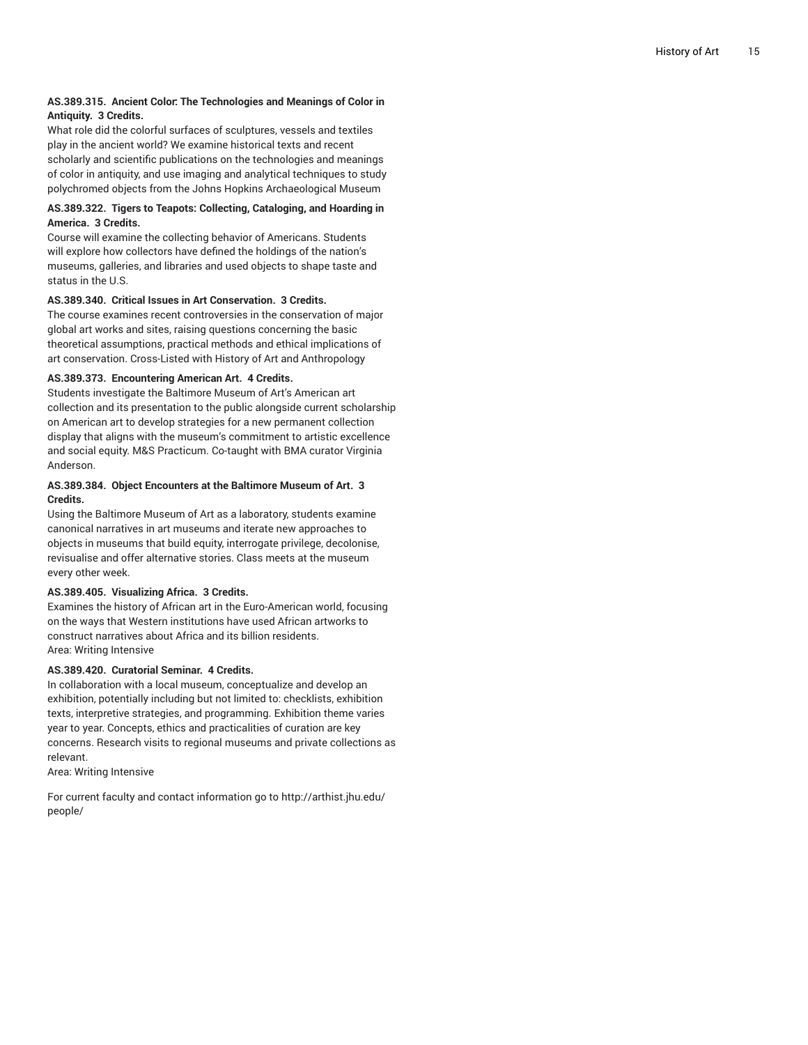**AS.389.315. Ancient Color: The Technologies and Meanings of Color in Antiquity. 3 Credits.**

What role did the colorful surfaces of sculptures, vessels and textiles play in the ancient world? We examine historical texts and recent scholarly and scientific publications on the technologies and meanings of color in antiquity, and use imaging and analytical techniques to study polychromed objects from the Johns Hopkins Archaeological Museum

**AS.389.322. Tigers to Teapots: Collecting, Cataloging, and Hoarding in America. 3 Credits.**

Course will examine the collecting behavior of Americans. Students will explore how collectors have defined the holdings of the nation's museums, galleries, and libraries and used objects to shape taste and status in the U.S.

**AS.389.340. Critical Issues in Art Conservation. 3 Credits.**

The course examines recent controversies in the conservation of major global art works and sites, raising questions concerning the basic theoretical assumptions, practical methods and ethical implications of art conservation. Cross-Listed with History of Art and Anthropology

**AS.389.373. Encountering American Art. 4 Credits.**

Students investigate the Baltimore Museum of Art's American art collection and its presentation to the public alongside current scholarship on American art to develop strategies for a new permanent collection display that aligns with the museum's commitment to artistic excellence and social equity. M&S Practicum. Co-taught with BMA curator Virginia Anderson.

**AS.389.384. Object Encounters at the Baltimore Museum of Art. 3 Credits.**

Using the Baltimore Museum of Art as a laboratory, students examine canonical narratives in art museums and iterate new approaches to objects in museums that build equity, interrogate privilege, decolonise, revisualise and offer alternative stories. Class meets at the museum every other week.

**AS.389.405. Visualizing Africa. 3 Credits.**

Examines the history of African art in the Euro-American world, focusing on the ways that Western institutions have used African artworks to construct narratives about Africa and its billion residents.
Area: Writing Intensive

**AS.389.420. Curatorial Seminar. 4 Credits.**

In collaboration with a local museum, conceptualize and develop an exhibition, potentially including but not limited to: checklists, exhibition texts, interpretive strategies, and programming. Exhibition theme varies year to year. Concepts, ethics and practicalities of curation are key concerns. Research visits to regional museums and private collections as relevant.
Area: Writing Intensive

For current faculty and contact information go to http://arthist.jhu.edu/people/